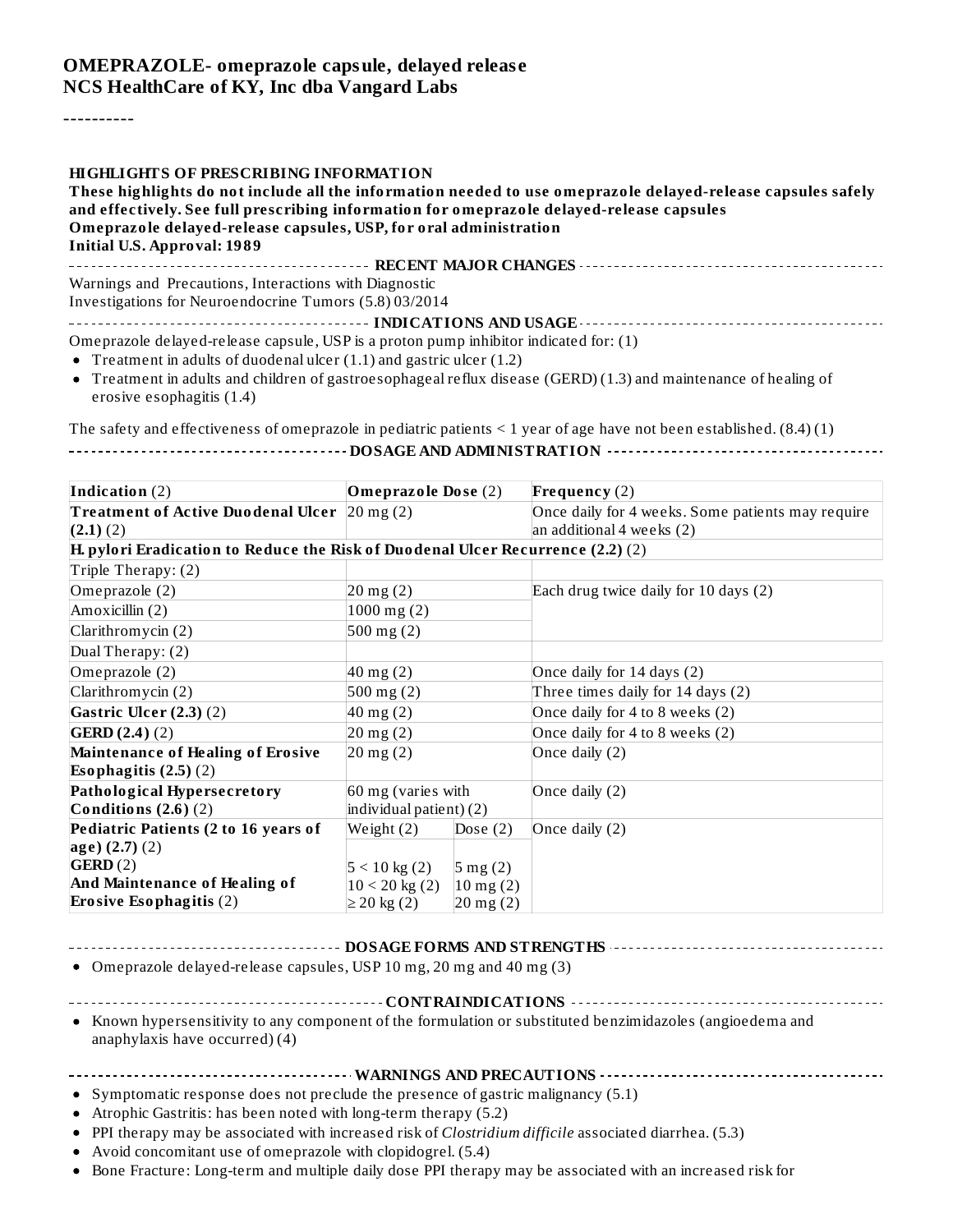# OMEPRAZOLE- omeprazole capsule, delayed release
## NCS HealthCare of KY, Inc dba Vangard Labs

----------

**HIGHLIGHTS OF PRESCRIBING INFORMATION**

**These highlights do not include all the information needed to use omeprazole delayed-release capsules safely and effectively. See full prescribing information for omeprazole delayed-release capsules**

**Omeprazole delayed-release capsules, USP, for oral administration**

**Initial U.S. Approval: 1989**

**RECENT MAJOR CHANGES**

Warnings and Precautions, Interactions with Diagnostic Investigations for Neuroendocrine Tumors (5.8) 03/2014

**INDICATIONS AND USAGE**

Omeprazole delayed-release capsule, USP is a proton pump inhibitor indicated for: (1)

- Treatment in adults of duodenal ulcer (1.1) and gastric ulcer (1.2)
- Treatment in adults and children of gastroesophageal reflux disease (GERD) (1.3) and maintenance of healing of erosive esophagitis (1.4)

The safety and effectiveness of omeprazole in pediatric patients < 1 year of age have not been established. (8.4) (1)

**DOSAGE AND ADMINISTRATION**

| **Indication** (2) | **Omeprazole Dose** (2) | | **Frequency** (2) |
|---|---|---|---|
| **Treatment of Active Duodenal Ulcer (2.1)** (2) | 20 mg (2) | | Once daily for 4 weeks. Some patients may require an additional 4 weeks (2) |
| **H. pylori Eradication to Reduce the Risk of Duodenal Ulcer Recurrence (2.2)** (2) | | | |
| Triple Therapy: (2) | | | |
| Omeprazole (2) | 20 mg (2) | | Each drug twice daily for 10 days (2) |
| Amoxicillin (2) | 1000 mg (2) | | |
| Clarithromycin (2) | 500 mg (2) | | |
| Dual Therapy: (2) | | | |
| Omeprazole (2) | 40 mg (2) | | Once daily for 14 days (2) |
| Clarithromycin (2) | 500 mg (2) | | Three times daily for 14 days (2) |
| **Gastric Ulcer (2.3)** (2) | 40 mg (2) | | Once daily for 4 to 8 weeks (2) |
| **GERD (2.4)** (2) | 20 mg (2) | | Once daily for 4 to 8 weeks (2) |
| **Maintenance of Healing of Erosive Esophagitis (2.5)** (2) | 20 mg (2) | | Once daily (2) |
| **Pathological Hypersecretory Conditions (2.6)** (2) | 60 mg (varies with individual patient) (2) | | Once daily (2) |
| **Pediatric Patients (2 to 16 years of age) (2.7)** (2) **GERD** (2) **And Maintenance of Healing of Erosive Esophagitis** (2) | Weight (2) | Dose (2) | Once daily (2) |
| | 5 < 10 kg (2) | 5 mg (2) | |
| | 10 < 20 kg (2) | 10 mg (2) | |
| | ≥ 20 kg (2) | 20 mg (2) | |

**DOSAGE FORMS AND STRENGTHS**

- Omeprazole delayed-release capsules, USP 10 mg, 20 mg and 40 mg (3)

**CONTRAINDICATIONS**

- Known hypersensitivity to any component of the formulation or substituted benzimidazoles (angioedema and anaphylaxis have occurred) (4)

**WARNINGS AND PRECAUTIONS**

- Symptomatic response does not preclude the presence of gastric malignancy (5.1)
- Atrophic Gastritis: has been noted with long-term therapy (5.2)
- PPI therapy may be associated with increased risk of *Clostridium difficile* associated diarrhea. (5.3)
- Avoid concomitant use of omeprazole with clopidogrel. (5.4)
- Bone Fracture: Long-term and multiple daily dose PPI therapy may be associated with an increased risk for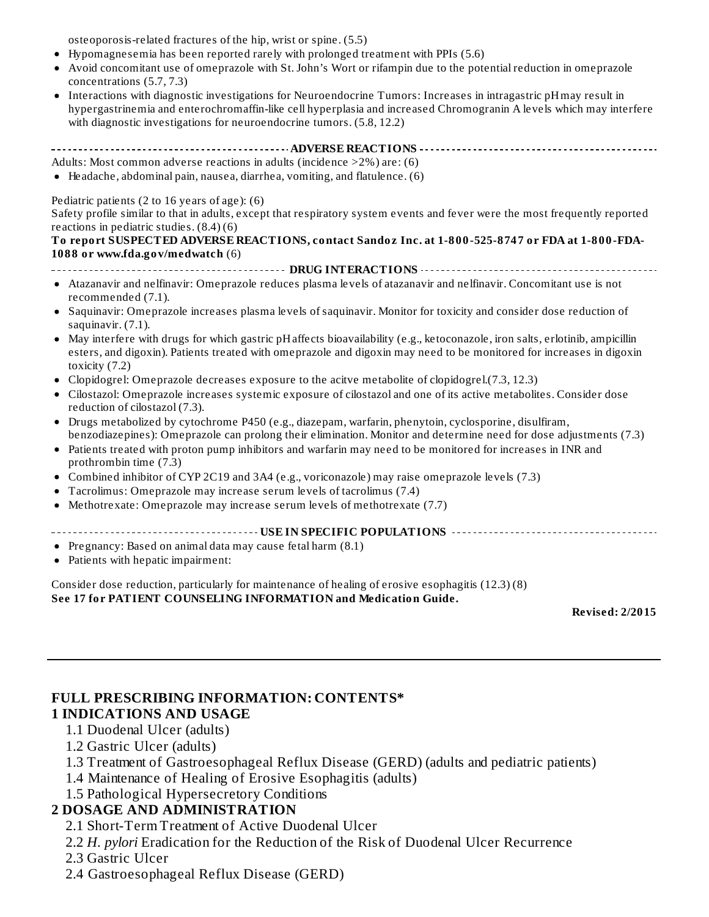osteoporosis-related fractures of the hip, wrist or spine. (5.5)

- Hypomagnesemia has been reported rarely with prolonged treatment with PPIs (5.6)
- Avoid concomitant use of omeprazole with St. John's Wort or rifampin due to the potential reduction in omeprazole concentrations (5.7, 7.3)
- Interactions with diagnostic investigations for Neuroendocrine Tumors: Increases in intragastric pH may result in hypergastrinemia and enterochromaffin-like cell hyperplasia and increased Chromogranin A levels which may interfere with diagnostic investigations for neuroendocrine tumors. (5.8, 12.2)

**ADVERSE REACTIONS**

Adults: Most common adverse reactions in adults (incidence >2%) are: (6)

- Headache, abdominal pain, nausea, diarrhea, vomiting, and flatulence. (6)

Pediatric patients (2 to 16 years of age): (6)
Safety profile similar to that in adults, except that respiratory system events and fever were the most frequently reported reactions in pediatric studies. (8.4) (6)
**To report SUSPECTED ADVERSE REACTIONS, contact Sandoz Inc. at 1-800-525-8747 or FDA at 1-800-FDA-1088 or www.fda.gov/medwatch** (6)

**DRUG INTERACTIONS**

- Atazanavir and nelfinavir: Omeprazole reduces plasma levels of atazanavir and nelfinavir. Concomitant use is not recommended (7.1).
- Saquinavir: Omeprazole increases plasma levels of saquinavir. Monitor for toxicity and consider dose reduction of saquinavir. (7.1).
- May interfere with drugs for which gastric pH affects bioavailability (e.g., ketoconazole, iron salts, erlotinib, ampicillin esters, and digoxin). Patients treated with omeprazole and digoxin may need to be monitored for increases in digoxin toxicity (7.2)
- Clopidogrel: Omeprazole decreases exposure to the acitve metabolite of clopidogrel.(7.3, 12.3)
- Cilostazol: Omeprazole increases systemic exposure of cilostazol and one of its active metabolites. Consider dose reduction of cilostazol (7.3).
- Drugs metabolized by cytochrome P450 (e.g., diazepam, warfarin, phenytoin, cyclosporine, disulfiram, benzodiazepines): Omeprazole can prolong their elimination. Monitor and determine need for dose adjustments (7.3)
- Patients treated with proton pump inhibitors and warfarin may need to be monitored for increases in INR and prothrombin time (7.3)
- Combined inhibitor of CYP 2C19 and 3A4 (e.g., voriconazole) may raise omeprazole levels (7.3)
- Tacrolimus: Omeprazole may increase serum levels of tacrolimus (7.4)
- Methotrexate: Omeprazole may increase serum levels of methotrexate (7.7)

**USE IN SPECIFIC POPULATIONS**

- Pregnancy: Based on animal data may cause fetal harm (8.1)
- Patients with hepatic impairment:

Consider dose reduction, particularly for maintenance of healing of erosive esophagitis (12.3) (8)
**See 17 for PATIENT COUNSELING INFORMATION and Medication Guide.**

**Revised: 2/2015**

---

## FULL PRESCRIBING INFORMATION: CONTENTS*

### 1 INDICATIONS AND USAGE

- 1.1 Duodenal Ulcer (adults)
- 1.2 Gastric Ulcer (adults)
- 1.3 Treatment of Gastroesophageal Reflux Disease (GERD) (adults and pediatric patients)
- 1.4 Maintenance of Healing of Erosive Esophagitis (adults)
- 1.5 Pathological Hypersecretory Conditions

### 2 DOSAGE AND ADMINISTRATION

- 2.1 Short-Term Treatment of Active Duodenal Ulcer
- 2.2 *H. pylori* Eradication for the Reduction of the Risk of Duodenal Ulcer Recurrence
- 2.3 Gastric Ulcer
- 2.4 Gastroesophageal Reflux Disease (GERD)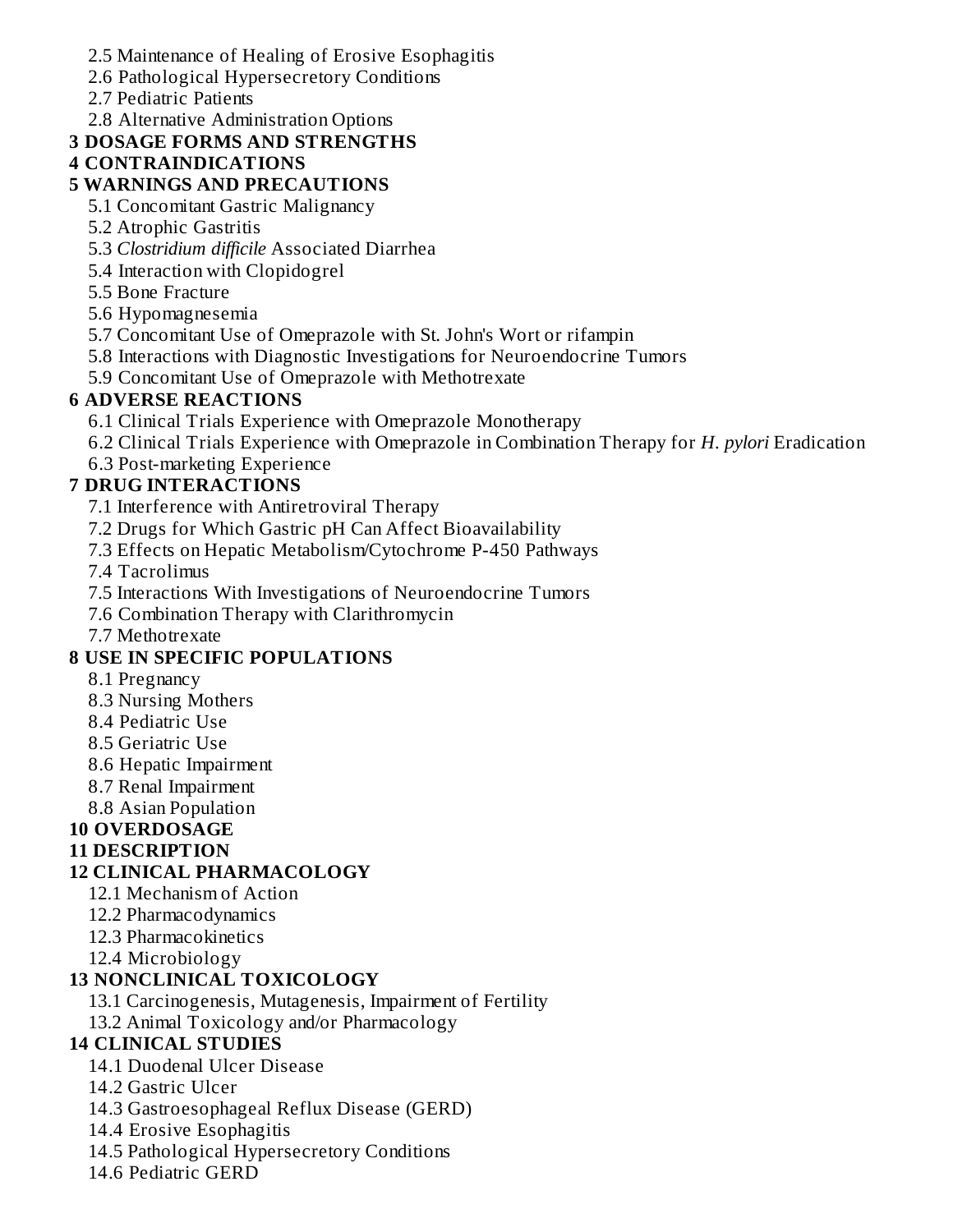2.5 Maintenance of Healing of Erosive Esophagitis
2.6 Pathological Hypersecretory Conditions
2.7 Pediatric Patients
2.8 Alternative Administration Options

**3 DOSAGE FORMS AND STRENGTHS**

**4 CONTRAINDICATIONS**

**5 WARNINGS AND PRECAUTIONS**

5.1 Concomitant Gastric Malignancy
5.2 Atrophic Gastritis
5.3 *Clostridium difficile* Associated Diarrhea
5.4 Interaction with Clopidogrel
5.5 Bone Fracture
5.6 Hypomagnesemia
5.7 Concomitant Use of Omeprazole with St. John's Wort or rifampin
5.8 Interactions with Diagnostic Investigations for Neuroendocrine Tumors
5.9 Concomitant Use of Omeprazole with Methotrexate

**6 ADVERSE REACTIONS**

6.1 Clinical Trials Experience with Omeprazole Monotherapy
6.2 Clinical Trials Experience with Omeprazole in Combination Therapy for *H. pylori* Eradication
6.3 Post-marketing Experience

**7 DRUG INTERACTIONS**

7.1 Interference with Antiretroviral Therapy
7.2 Drugs for Which Gastric pH Can Affect Bioavailability
7.3 Effects on Hepatic Metabolism/Cytochrome P-450 Pathways
7.4 Tacrolimus
7.5 Interactions With Investigations of Neuroendocrine Tumors
7.6 Combination Therapy with Clarithromycin
7.7 Methotrexate

**8 USE IN SPECIFIC POPULATIONS**

8.1 Pregnancy
8.3 Nursing Mothers
8.4 Pediatric Use
8.5 Geriatric Use
8.6 Hepatic Impairment
8.7 Renal Impairment
8.8 Asian Population

**10 OVERDOSAGE**

**11 DESCRIPTION**

**12 CLINICAL PHARMACOLOGY**

12.1 Mechanism of Action
12.2 Pharmacodynamics
12.3 Pharmacokinetics
12.4 Microbiology

**13 NONCLINICAL TOXICOLOGY**

13.1 Carcinogenesis, Mutagenesis, Impairment of Fertility
13.2 Animal Toxicology and/or Pharmacology

**14 CLINICAL STUDIES**

14.1 Duodenal Ulcer Disease
14.2 Gastric Ulcer
14.3 Gastroesophageal Reflux Disease (GERD)
14.4 Erosive Esophagitis
14.5 Pathological Hypersecretory Conditions
14.6 Pediatric GERD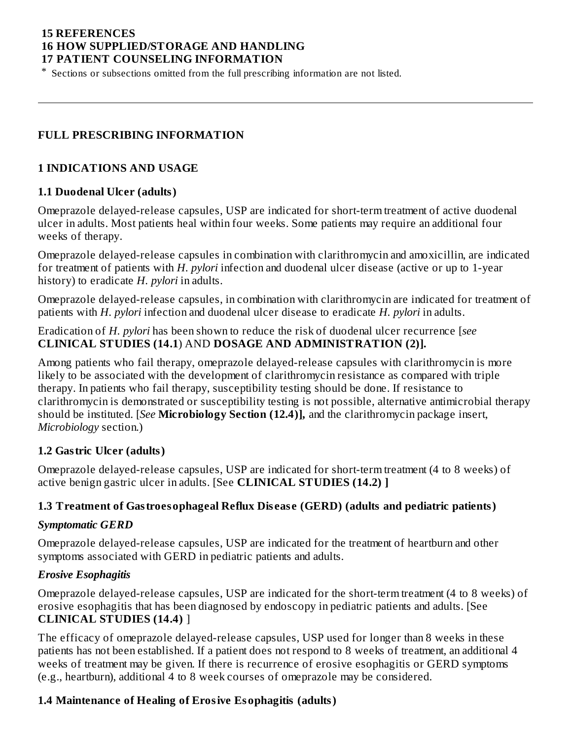**15 REFERENCES**
**16 HOW SUPPLIED/STORAGE AND HANDLING**
**17 PATIENT COUNSELING INFORMATION**

* Sections or subsections omitted from the full prescribing information are not listed.

---

## FULL PRESCRIBING INFORMATION

## 1 INDICATIONS AND USAGE

### 1.1 Duodenal Ulcer (adults)

Omeprazole delayed-release capsules, USP are indicated for short-term treatment of active duodenal ulcer in adults. Most patients heal within four weeks. Some patients may require an additional four weeks of therapy.

Omeprazole delayed-release capsules in combination with clarithromycin and amoxicillin, are indicated for treatment of patients with *H. pylori* infection and duodenal ulcer disease (active or up to 1-year history) to eradicate *H. pylori* in adults.

Omeprazole delayed-release capsules, in combination with clarithromycin are indicated for treatment of patients with *H. pylori* infection and duodenal ulcer disease to eradicate *H. pylori* in adults.

Eradication of *H. pylori* has been shown to reduce the risk of duodenal ulcer recurrence [*see* **CLINICAL STUDIES (14.1**) AND **DOSAGE AND ADMINISTRATION (2)].**

Among patients who fail therapy, omeprazole delayed-release capsules with clarithromycin is more likely to be associated with the development of clarithromycin resistance as compared with triple therapy. In patients who fail therapy, susceptibility testing should be done. If resistance to clarithromycin is demonstrated or susceptibility testing is not possible, alternative antimicrobial therapy should be instituted. [*See* **Microbiology Section (12.4)],** and the clarithromycin package insert, *Microbiology* section.)

### 1.2 Gastric Ulcer (adults)

Omeprazole delayed-release capsules, USP are indicated for short-term treatment (4 to 8 weeks) of active benign gastric ulcer in adults. [See **CLINICAL STUDIES (14.2) ]**

### 1.3 Treatment of Gastroesophageal Reflux Disease (GERD) (adults and pediatric patients)

***Symptomatic GERD***

Omeprazole delayed-release capsules, USP are indicated for the treatment of heartburn and other symptoms associated with GERD in pediatric patients and adults.

***Erosive Esophagitis***

Omeprazole delayed-release capsules, USP are indicated for the short-term treatment (4 to 8 weeks) of erosive esophagitis that has been diagnosed by endoscopy in pediatric patients and adults. [See **CLINICAL STUDIES (14.4)** ]

The efficacy of omeprazole delayed-release capsules, USP used for longer than 8 weeks in these patients has not been established. If a patient does not respond to 8 weeks of treatment, an additional 4 weeks of treatment may be given. If there is recurrence of erosive esophagitis or GERD symptoms (e.g., heartburn), additional 4 to 8 week courses of omeprazole may be considered.

### 1.4 Maintenance of Healing of Erosive Esophagitis (adults)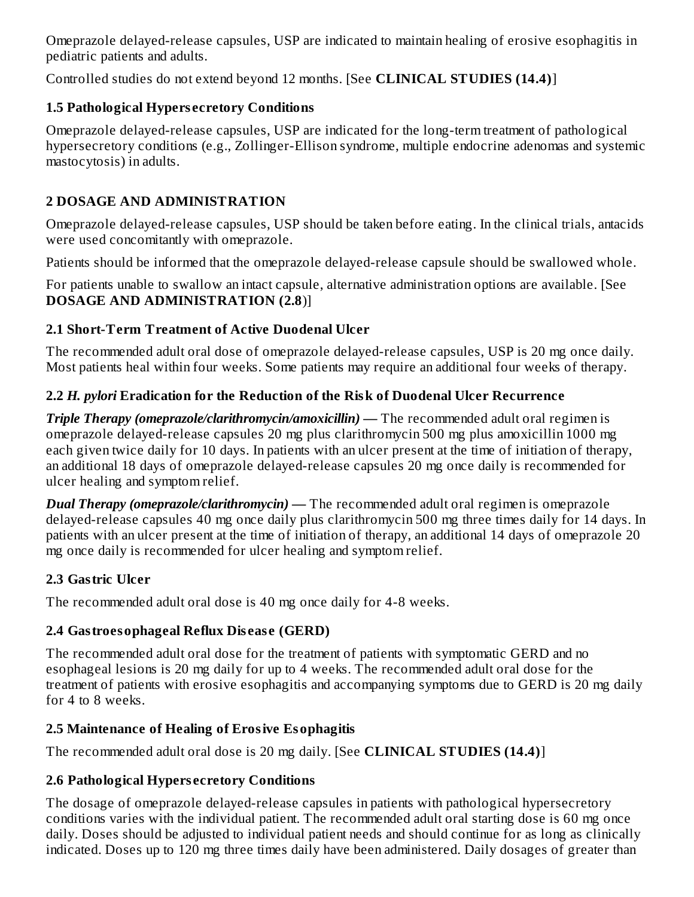Omeprazole delayed-release capsules, USP are indicated to maintain healing of erosive esophagitis in pediatric patients and adults.

Controlled studies do not extend beyond 12 months. [See **CLINICAL STUDIES (14.4)**]

### 1.5 Pathological Hypersecretory Conditions

Omeprazole delayed-release capsules, USP are indicated for the long-term treatment of pathological hypersecretory conditions (e.g., Zollinger-Ellison syndrome, multiple endocrine adenomas and systemic mastocytosis) in adults.

## 2 DOSAGE AND ADMINISTRATION

Omeprazole delayed-release capsules, USP should be taken before eating. In the clinical trials, antacids were used concomitantly with omeprazole.

Patients should be informed that the omeprazole delayed-release capsule should be swallowed whole.

For patients unable to swallow an intact capsule, alternative administration options are available. [See **DOSAGE AND ADMINISTRATION (2.8)**]

### 2.1 Short-Term Treatment of Active Duodenal Ulcer

The recommended adult oral dose of omeprazole delayed-release capsules, USP is 20 mg once daily. Most patients heal within four weeks. Some patients may require an additional four weeks of therapy.

### 2.2 *H. pylori* Eradication for the Reduction of the Risk of Duodenal Ulcer Recurrence

***Triple Therapy (omeprazole/clarithromycin/amoxicillin) —*** The recommended adult oral regimen is omeprazole delayed-release capsules 20 mg plus clarithromycin 500 mg plus amoxicillin 1000 mg each given twice daily for 10 days. In patients with an ulcer present at the time of initiation of therapy, an additional 18 days of omeprazole delayed-release capsules 20 mg once daily is recommended for ulcer healing and symptom relief.

***Dual Therapy (omeprazole/clarithromycin) —*** The recommended adult oral regimen is omeprazole delayed-release capsules 40 mg once daily plus clarithromycin 500 mg three times daily for 14 days. In patients with an ulcer present at the time of initiation of therapy, an additional 14 days of omeprazole 20 mg once daily is recommended for ulcer healing and symptom relief.

### 2.3 Gastric Ulcer

The recommended adult oral dose is 40 mg once daily for 4-8 weeks.

### 2.4 Gastroesophageal Reflux Disease (GERD)

The recommended adult oral dose for the treatment of patients with symptomatic GERD and no esophageal lesions is 20 mg daily for up to 4 weeks. The recommended adult oral dose for the treatment of patients with erosive esophagitis and accompanying symptoms due to GERD is 20 mg daily for 4 to 8 weeks.

### 2.5 Maintenance of Healing of Erosive Esophagitis

The recommended adult oral dose is 20 mg daily. [See **CLINICAL STUDIES (14.4)**]

### 2.6 Pathological Hypersecretory Conditions

The dosage of omeprazole delayed-release capsules in patients with pathological hypersecretory conditions varies with the individual patient. The recommended adult oral starting dose is 60 mg once daily. Doses should be adjusted to individual patient needs and should continue for as long as clinically indicated. Doses up to 120 mg three times daily have been administered. Daily dosages of greater than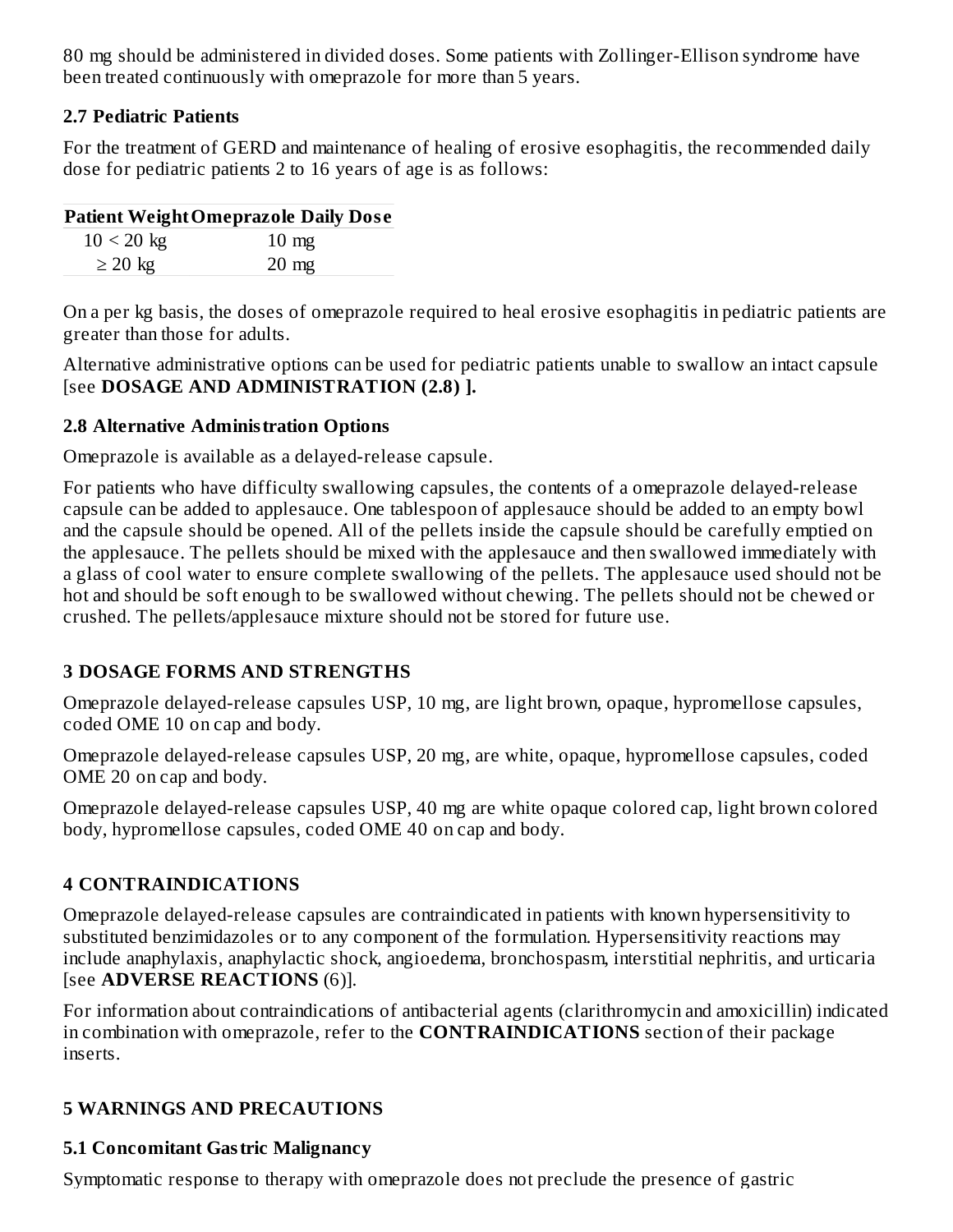80 mg should be administered in divided doses. Some patients with Zollinger-Ellison syndrome have been treated continuously with omeprazole for more than 5 years.

### 2.7 Pediatric Patients

For the treatment of GERD and maintenance of healing of erosive esophagitis, the recommended daily dose for pediatric patients 2 to 16 years of age is as follows:

| Patient Weight | Omeprazole Daily Dose |
|---|---|
| 10 < 20 kg | 10 mg |
| ≥ 20 kg | 20 mg |

On a per kg basis, the doses of omeprazole required to heal erosive esophagitis in pediatric patients are greater than those for adults.

Alternative administrative options can be used for pediatric patients unable to swallow an intact capsule [see **DOSAGE AND ADMINISTRATION (2.8) ].**

### 2.8 Alternative Administration Options

Omeprazole is available as a delayed-release capsule.

For patients who have difficulty swallowing capsules, the contents of a omeprazole delayed-release capsule can be added to applesauce. One tablespoon of applesauce should be added to an empty bowl and the capsule should be opened. All of the pellets inside the capsule should be carefully emptied on the applesauce. The pellets should be mixed with the applesauce and then swallowed immediately with a glass of cool water to ensure complete swallowing of the pellets. The applesauce used should not be hot and should be soft enough to be swallowed without chewing. The pellets should not be chewed or crushed. The pellets/applesauce mixture should not be stored for future use.

## 3 DOSAGE FORMS AND STRENGTHS

Omeprazole delayed-release capsules USP, 10 mg, are light brown, opaque, hypromellose capsules, coded OME 10 on cap and body.

Omeprazole delayed-release capsules USP, 20 mg, are white, opaque, hypromellose capsules, coded OME 20 on cap and body.

Omeprazole delayed-release capsules USP, 40 mg are white opaque colored cap, light brown colored body, hypromellose capsules, coded OME 40 on cap and body.

## 4 CONTRAINDICATIONS

Omeprazole delayed-release capsules are contraindicated in patients with known hypersensitivity to substituted benzimidazoles or to any component of the formulation. Hypersensitivity reactions may include anaphylaxis, anaphylactic shock, angioedema, bronchospasm, interstitial nephritis, and urticaria [see **ADVERSE REACTIONS** (6)].

For information about contraindications of antibacterial agents (clarithromycin and amoxicillin) indicated in combination with omeprazole, refer to the **CONTRAINDICATIONS** section of their package inserts.

## 5 WARNINGS AND PRECAUTIONS

### 5.1 Concomitant Gastric Malignancy

Symptomatic response to therapy with omeprazole does not preclude the presence of gastric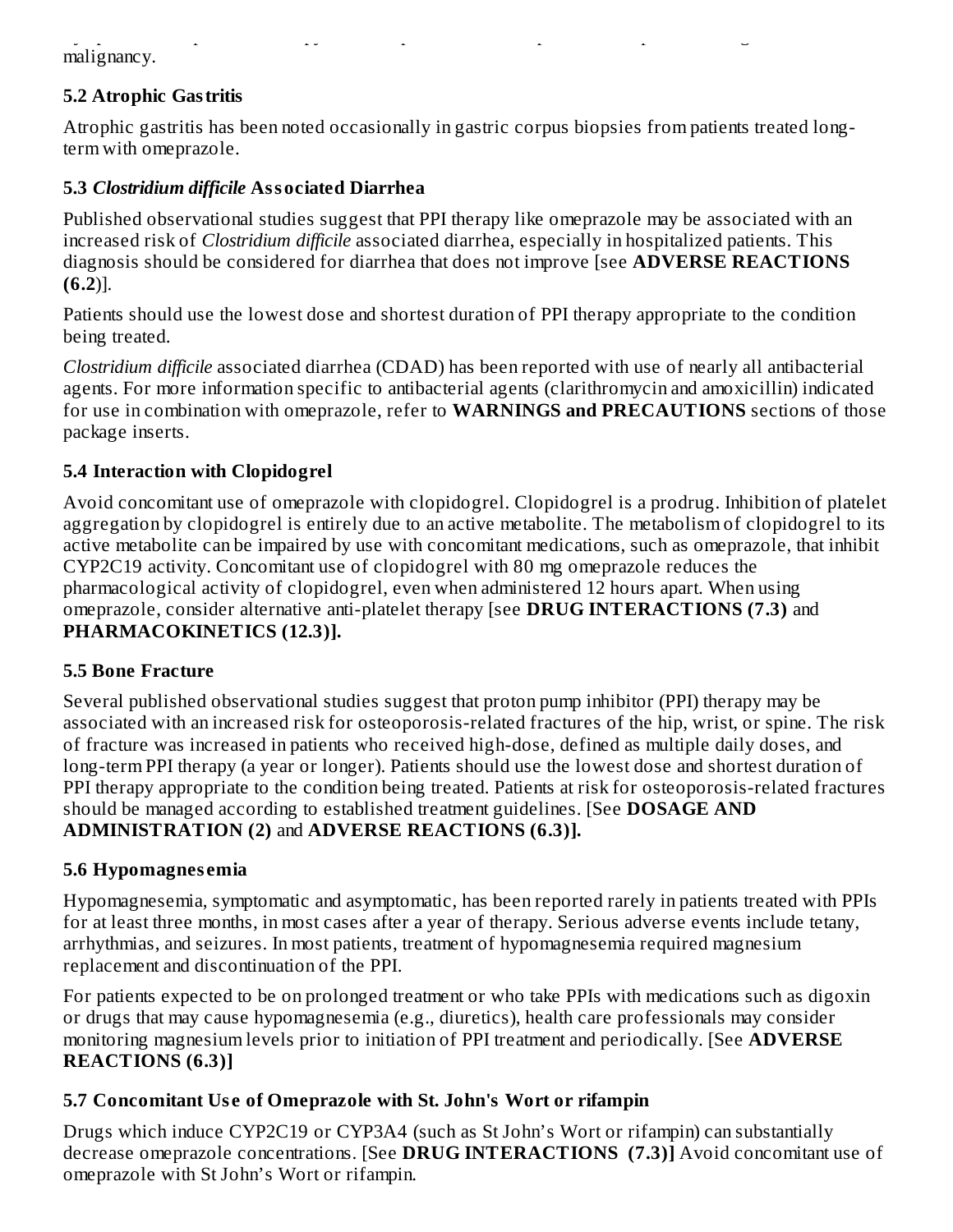malignancy.

### 5.2 Atrophic Gastritis

Atrophic gastritis has been noted occasionally in gastric corpus biopsies from patients treated long-term with omeprazole.

### 5.3 *Clostridium difficile* Associated Diarrhea

Published observational studies suggest that PPI therapy like omeprazole may be associated with an increased risk of *Clostridium difficile* associated diarrhea, especially in hospitalized patients. This diagnosis should be considered for diarrhea that does not improve [see **ADVERSE REACTIONS (6.2**)].

Patients should use the lowest dose and shortest duration of PPI therapy appropriate to the condition being treated.

*Clostridium difficile* associated diarrhea (CDAD) has been reported with use of nearly all antibacterial agents. For more information specific to antibacterial agents (clarithromycin and amoxicillin) indicated for use in combination with omeprazole, refer to **WARNINGS and PRECAUTIONS** sections of those package inserts.

### 5.4 Interaction with Clopidogrel

Avoid concomitant use of omeprazole with clopidogrel. Clopidogrel is a prodrug. Inhibition of platelet aggregation by clopidogrel is entirely due to an active metabolite. The metabolism of clopidogrel to its active metabolite can be impaired by use with concomitant medications, such as omeprazole, that inhibit CYP2C19 activity. Concomitant use of clopidogrel with 80 mg omeprazole reduces the pharmacological activity of clopidogrel, even when administered 12 hours apart. When using omeprazole, consider alternative anti-platelet therapy [see **DRUG INTERACTIONS (7.3)** and **PHARMACOKINETICS (12.3)].**

### 5.5 Bone Fracture

Several published observational studies suggest that proton pump inhibitor (PPI) therapy may be associated with an increased risk for osteoporosis-related fractures of the hip, wrist, or spine. The risk of fracture was increased in patients who received high-dose, defined as multiple daily doses, and long-term PPI therapy (a year or longer). Patients should use the lowest dose and shortest duration of PPI therapy appropriate to the condition being treated. Patients at risk for osteoporosis-related fractures should be managed according to established treatment guidelines. [See **DOSAGE AND ADMINISTRATION (2)** and **ADVERSE REACTIONS (6.3)].**

### 5.6 Hypomagnesemia

Hypomagnesemia, symptomatic and asymptomatic, has been reported rarely in patients treated with PPIs for at least three months, in most cases after a year of therapy. Serious adverse events include tetany, arrhythmias, and seizures. In most patients, treatment of hypomagnesemia required magnesium replacement and discontinuation of the PPI.

For patients expected to be on prolonged treatment or who take PPIs with medications such as digoxin or drugs that may cause hypomagnesemia (e.g., diuretics), health care professionals may consider monitoring magnesium levels prior to initiation of PPI treatment and periodically. [See **ADVERSE REACTIONS (6.3)]**

### 5.7 Concomitant Use of Omeprazole with St. John's Wort or rifampin

Drugs which induce CYP2C19 or CYP3A4 (such as St John's Wort or rifampin) can substantially decrease omeprazole concentrations. [See **DRUG INTERACTIONS (7.3)]** Avoid concomitant use of omeprazole with St John's Wort or rifampin.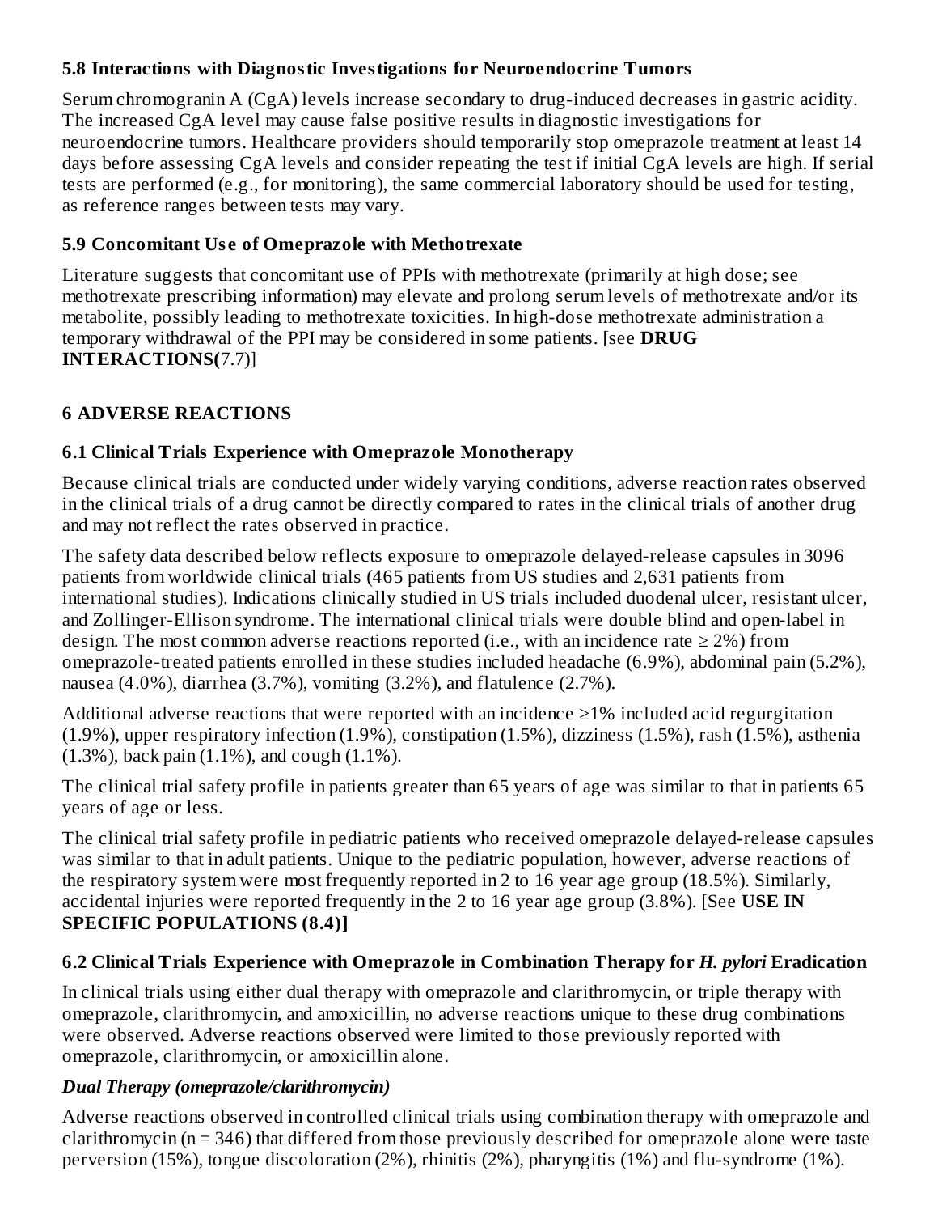### 5.8 Interactions with Diagnostic Investigations for Neuroendocrine Tumors

Serum chromogranin A (CgA) levels increase secondary to drug-induced decreases in gastric acidity. The increased CgA level may cause false positive results in diagnostic investigations for neuroendocrine tumors. Healthcare providers should temporarily stop omeprazole treatment at least 14 days before assessing CgA levels and consider repeating the test if initial CgA levels are high. If serial tests are performed (e.g., for monitoring), the same commercial laboratory should be used for testing, as reference ranges between tests may vary.

### 5.9 Concomitant Use of Omeprazole with Methotrexate

Literature suggests that concomitant use of PPIs with methotrexate (primarily at high dose; see methotrexate prescribing information) may elevate and prolong serum levels of methotrexate and/or its metabolite, possibly leading to methotrexate toxicities. In high-dose methotrexate administration a temporary withdrawal of the PPI may be considered in some patients. [see **DRUG INTERACTIONS(**7.7)]

## 6 ADVERSE REACTIONS

### 6.1 Clinical Trials Experience with Omeprazole Monotherapy

Because clinical trials are conducted under widely varying conditions, adverse reaction rates observed in the clinical trials of a drug cannot be directly compared to rates in the clinical trials of another drug and may not reflect the rates observed in practice.

The safety data described below reflects exposure to omeprazole delayed-release capsules in 3096 patients from worldwide clinical trials (465 patients from US studies and 2,631 patients from international studies). Indications clinically studied in US trials included duodenal ulcer, resistant ulcer, and Zollinger-Ellison syndrome. The international clinical trials were double blind and open-label in design. The most common adverse reactions reported (i.e., with an incidence rate ≥ 2%) from omeprazole-treated patients enrolled in these studies included headache (6.9%), abdominal pain (5.2%), nausea (4.0%), diarrhea (3.7%), vomiting (3.2%), and flatulence (2.7%).

Additional adverse reactions that were reported with an incidence ≥1% included acid regurgitation (1.9%), upper respiratory infection (1.9%), constipation (1.5%), dizziness (1.5%), rash (1.5%), asthenia (1.3%), back pain (1.1%), and cough (1.1%).

The clinical trial safety profile in patients greater than 65 years of age was similar to that in patients 65 years of age or less.

The clinical trial safety profile in pediatric patients who received omeprazole delayed-release capsules was similar to that in adult patients. Unique to the pediatric population, however, adverse reactions of the respiratory system were most frequently reported in 2 to 16 year age group (18.5%). Similarly, accidental injuries were reported frequently in the 2 to 16 year age group (3.8%). [See **USE IN SPECIFIC POPULATIONS (8.4)]**

### 6.2 Clinical Trials Experience with Omeprazole in Combination Therapy for *H. pylori* Eradication

In clinical trials using either dual therapy with omeprazole and clarithromycin, or triple therapy with omeprazole, clarithromycin, and amoxicillin, no adverse reactions unique to these drug combinations were observed. Adverse reactions observed were limited to those previously reported with omeprazole, clarithromycin, or amoxicillin alone.

***Dual Therapy (omeprazole/clarithromycin)***

Adverse reactions observed in controlled clinical trials using combination therapy with omeprazole and clarithromycin (n = 346) that differed from those previously described for omeprazole alone were taste perversion (15%), tongue discoloration (2%), rhinitis (2%), pharyngitis (1%) and flu-syndrome (1%).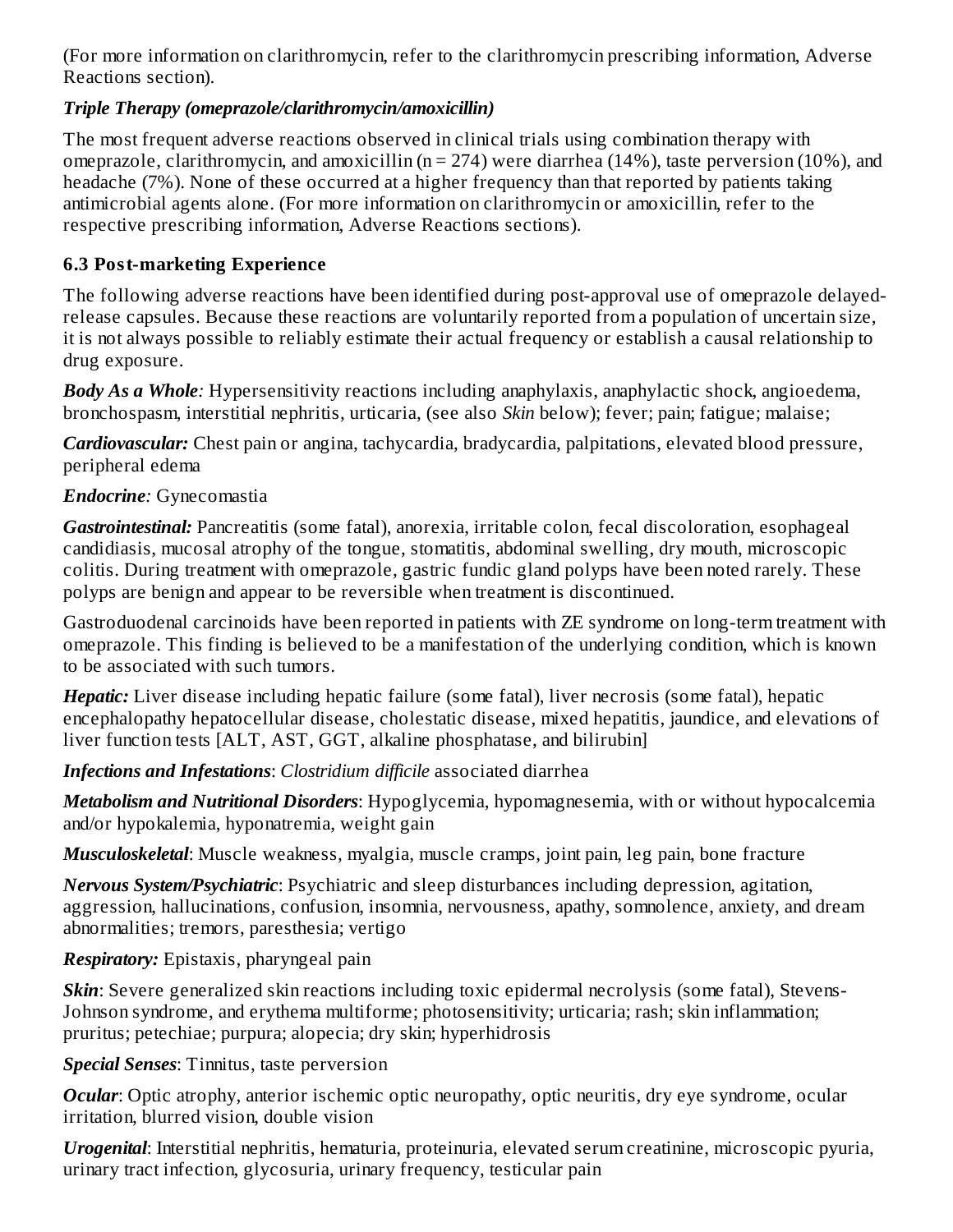(For more information on clarithromycin, refer to the clarithromycin prescribing information, Adverse Reactions section).

***Triple Therapy (omeprazole/clarithromycin/amoxicillin)***

The most frequent adverse reactions observed in clinical trials using combination therapy with omeprazole, clarithromycin, and amoxicillin (n = 274) were diarrhea (14%), taste perversion (10%), and headache (7%). None of these occurred at a higher frequency than that reported by patients taking antimicrobial agents alone. (For more information on clarithromycin or amoxicillin, refer to the respective prescribing information, Adverse Reactions sections).

### 6.3 Post-marketing Experience

The following adverse reactions have been identified during post-approval use of omeprazole delayed-release capsules. Because these reactions are voluntarily reported from a population of uncertain size, it is not always possible to reliably estimate their actual frequency or establish a causal relationship to drug exposure.

***Body As a Whole****:* Hypersensitivity reactions including anaphylaxis, anaphylactic shock, angioedema, bronchospasm, interstitial nephritis, urticaria, (see also *Skin* below); fever; pain; fatigue; malaise;

***Cardiovascular:*** Chest pain or angina, tachycardia, bradycardia, palpitations, elevated blood pressure, peripheral edema

***Endocrine****:* Gynecomastia

***Gastrointestinal:*** Pancreatitis (some fatal), anorexia, irritable colon, fecal discoloration, esophageal candidiasis, mucosal atrophy of the tongue, stomatitis, abdominal swelling, dry mouth, microscopic colitis. During treatment with omeprazole, gastric fundic gland polyps have been noted rarely. These polyps are benign and appear to be reversible when treatment is discontinued.

Gastroduodenal carcinoids have been reported in patients with ZE syndrome on long-term treatment with omeprazole. This finding is believed to be a manifestation of the underlying condition, which is known to be associated with such tumors.

***Hepatic:*** Liver disease including hepatic failure (some fatal), liver necrosis (some fatal), hepatic encephalopathy hepatocellular disease, cholestatic disease, mixed hepatitis, jaundice, and elevations of liver function tests [ALT, AST, GGT, alkaline phosphatase, and bilirubin]

***Infections and Infestations***: *Clostridium difficile* associated diarrhea

***Metabolism and Nutritional Disorders***: Hypoglycemia, hypomagnesemia, with or without hypocalcemia and/or hypokalemia, hyponatremia, weight gain

***Musculoskeletal***: Muscle weakness, myalgia, muscle cramps, joint pain, leg pain, bone fracture

***Nervous System/Psychiatric***: Psychiatric and sleep disturbances including depression, agitation, aggression, hallucinations, confusion, insomnia, nervousness, apathy, somnolence, anxiety, and dream abnormalities; tremors, paresthesia; vertigo

***Respiratory:*** Epistaxis, pharyngeal pain

***Skin***: Severe generalized skin reactions including toxic epidermal necrolysis (some fatal), Stevens-Johnson syndrome, and erythema multiforme; photosensitivity; urticaria; rash; skin inflammation; pruritus; petechiae; purpura; alopecia; dry skin; hyperhidrosis

***Special Senses***: Tinnitus, taste perversion

***Ocular***: Optic atrophy, anterior ischemic optic neuropathy, optic neuritis, dry eye syndrome, ocular irritation, blurred vision, double vision

***Urogenital***: Interstitial nephritis, hematuria, proteinuria, elevated serum creatinine, microscopic pyuria, urinary tract infection, glycosuria, urinary frequency, testicular pain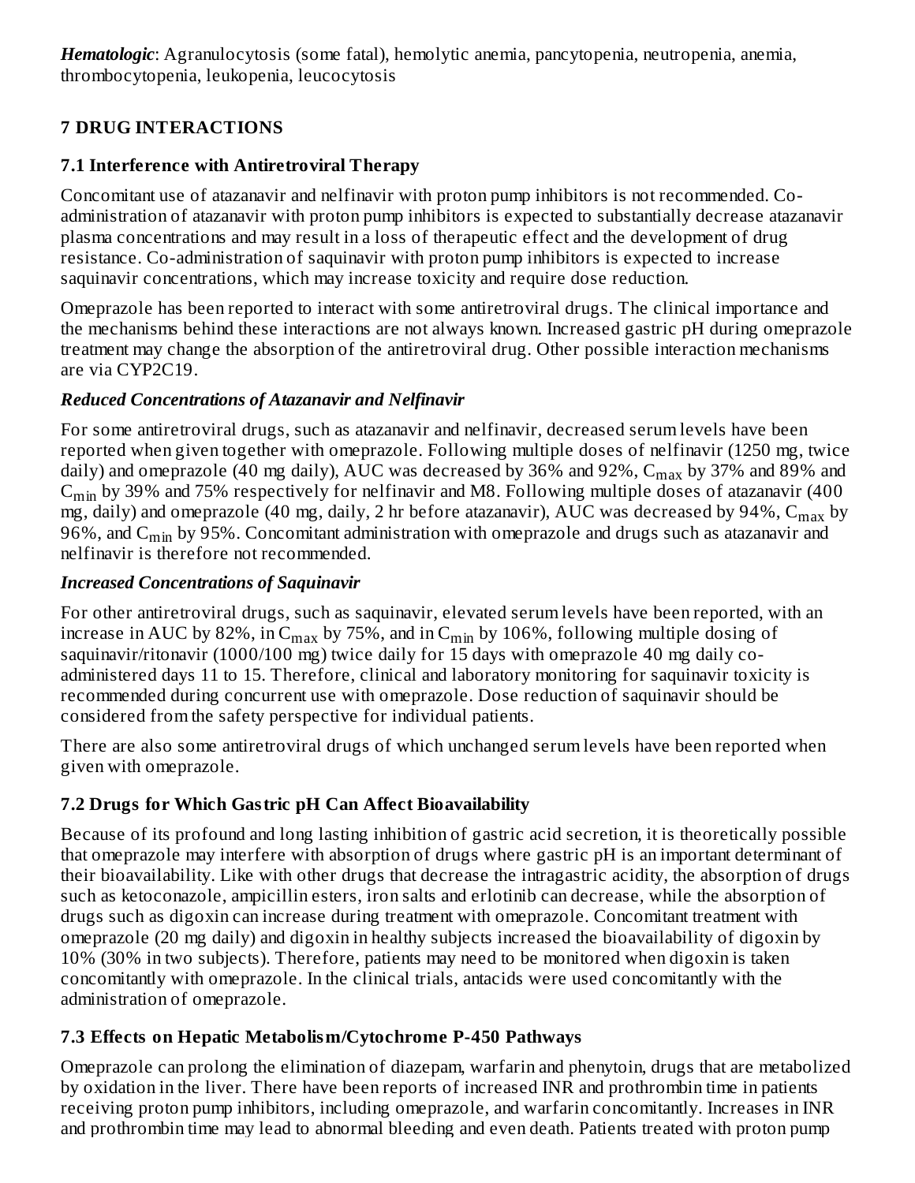***Hematologic***: Agranulocytosis (some fatal), hemolytic anemia, pancytopenia, neutropenia, anemia, thrombocytopenia, leukopenia, leucocytosis

## 7 DRUG INTERACTIONS

### 7.1 Interference with Antiretroviral Therapy

Concomitant use of atazanavir and nelfinavir with proton pump inhibitors is not recommended. Co-administration of atazanavir with proton pump inhibitors is expected to substantially decrease atazanavir plasma concentrations and may result in a loss of therapeutic effect and the development of drug resistance. Co-administration of saquinavir with proton pump inhibitors is expected to increase saquinavir concentrations, which may increase toxicity and require dose reduction.

Omeprazole has been reported to interact with some antiretroviral drugs. The clinical importance and the mechanisms behind these interactions are not always known. Increased gastric pH during omeprazole treatment may change the absorption of the antiretroviral drug. Other possible interaction mechanisms are via CYP2C19.

***Reduced Concentrations of Atazanavir and Nelfinavir***

For some antiretroviral drugs, such as atazanavir and nelfinavir, decreased serum levels have been reported when given together with omeprazole. Following multiple doses of nelfinavir (1250 mg, twice daily) and omeprazole (40 mg daily), AUC was decreased by 36% and 92%, $C_{max}$ by 37% and 89% and $C_{min}$ by 39% and 75% respectively for nelfinavir and M8. Following multiple doses of atazanavir (400 mg, daily) and omeprazole (40 mg, daily, 2 hr before atazanavir), AUC was decreased by 94%, $C_{max}$ by 96%, and $C_{min}$ by 95%. Concomitant administration with omeprazole and drugs such as atazanavir and nelfinavir is therefore not recommended.

***Increased Concentrations of Saquinavir***

For other antiretroviral drugs, such as saquinavir, elevated serum levels have been reported, with an increase in AUC by 82%, in $C_{max}$ by 75%, and in $C_{min}$ by 106%, following multiple dosing of saquinavir/ritonavir (1000/100 mg) twice daily for 15 days with omeprazole 40 mg daily co-administered days 11 to 15. Therefore, clinical and laboratory monitoring for saquinavir toxicity is recommended during concurrent use with omeprazole. Dose reduction of saquinavir should be considered from the safety perspective for individual patients.

There are also some antiretroviral drugs of which unchanged serum levels have been reported when given with omeprazole.

### 7.2 Drugs for Which Gastric pH Can Affect Bioavailability

Because of its profound and long lasting inhibition of gastric acid secretion, it is theoretically possible that omeprazole may interfere with absorption of drugs where gastric pH is an important determinant of their bioavailability. Like with other drugs that decrease the intragastric acidity, the absorption of drugs such as ketoconazole, ampicillin esters, iron salts and erlotinib can decrease, while the absorption of drugs such as digoxin can increase during treatment with omeprazole. Concomitant treatment with omeprazole (20 mg daily) and digoxin in healthy subjects increased the bioavailability of digoxin by 10% (30% in two subjects). Therefore, patients may need to be monitored when digoxin is taken concomitantly with omeprazole. In the clinical trials, antacids were used concomitantly with the administration of omeprazole.

### 7.3 Effects on Hepatic Metabolism/Cytochrome P-450 Pathways

Omeprazole can prolong the elimination of diazepam, warfarin and phenytoin, drugs that are metabolized by oxidation in the liver. There have been reports of increased INR and prothrombin time in patients receiving proton pump inhibitors, including omeprazole, and warfarin concomitantly. Increases in INR and prothrombin time may lead to abnormal bleeding and even death. Patients treated with proton pump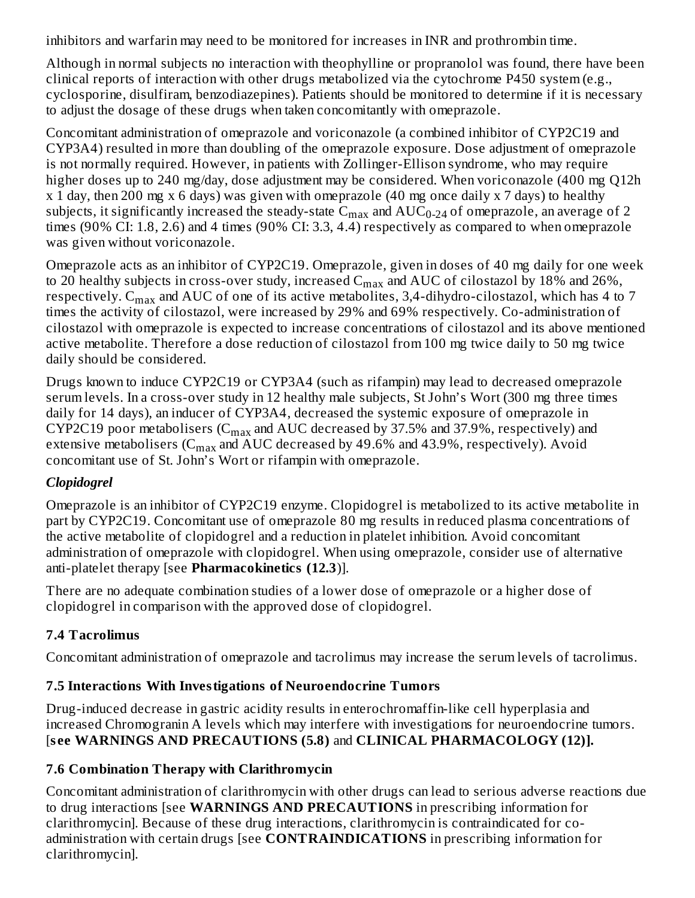inhibitors and warfarin may need to be monitored for increases in INR and prothrombin time.

Although in normal subjects no interaction with theophylline or propranolol was found, there have been clinical reports of interaction with other drugs metabolized via the cytochrome P450 system (e.g., cyclosporine, disulfiram, benzodiazepines). Patients should be monitored to determine if it is necessary to adjust the dosage of these drugs when taken concomitantly with omeprazole.

Concomitant administration of omeprazole and voriconazole (a combined inhibitor of CYP2C19 and CYP3A4) resulted in more than doubling of the omeprazole exposure. Dose adjustment of omeprazole is not normally required. However, in patients with Zollinger-Ellison syndrome, who may require higher doses up to 240 mg/day, dose adjustment may be considered. When voriconazole (400 mg Q12h x 1 day, then 200 mg x 6 days) was given with omeprazole (40 mg once daily x 7 days) to healthy subjects, it significantly increased the steady-state $C_{max}$ and $AUC_{0-24}$ of omeprazole, an average of 2 times (90% CI: 1.8, 2.6) and 4 times (90% CI: 3.3, 4.4) respectively as compared to when omeprazole was given without voriconazole.

Omeprazole acts as an inhibitor of CYP2C19. Omeprazole, given in doses of 40 mg daily for one week to 20 healthy subjects in cross-over study, increased $C_{max}$ and AUC of cilostazol by 18% and 26%, respectively. $C_{max}$ and AUC of one of its active metabolites, 3,4-dihydro-cilostazol, which has 4 to 7 times the activity of cilostazol, were increased by 29% and 69% respectively. Co-administration of cilostazol with omeprazole is expected to increase concentrations of cilostazol and its above mentioned active metabolite. Therefore a dose reduction of cilostazol from 100 mg twice daily to 50 mg twice daily should be considered.

Drugs known to induce CYP2C19 or CYP3A4 (such as rifampin) may lead to decreased omeprazole serum levels. In a cross-over study in 12 healthy male subjects, St John's Wort (300 mg three times daily for 14 days), an inducer of CYP3A4, decreased the systemic exposure of omeprazole in CYP2C19 poor metabolisers ($C_{max}$ and AUC decreased by 37.5% and 37.9%, respectively) and extensive metabolisers ($C_{max}$ and AUC decreased by 49.6% and 43.9%, respectively). Avoid concomitant use of St. John's Wort or rifampin with omeprazole.

***Clopidogrel***

Omeprazole is an inhibitor of CYP2C19 enzyme. Clopidogrel is metabolized to its active metabolite in part by CYP2C19. Concomitant use of omeprazole 80 mg results in reduced plasma concentrations of the active metabolite of clopidogrel and a reduction in platelet inhibition. Avoid concomitant administration of omeprazole with clopidogrel. When using omeprazole, consider use of alternative anti-platelet therapy [see **Pharmacokinetics (12.3)**].

There are no adequate combination studies of a lower dose of omeprazole or a higher dose of clopidogrel in comparison with the approved dose of clopidogrel.

### 7.4 Tacrolimus

Concomitant administration of omeprazole and tacrolimus may increase the serum levels of tacrolimus.

### 7.5 Interactions With Investigations of Neuroendocrine Tumors

Drug-induced decrease in gastric acidity results in enterochromaffin-like cell hyperplasia and increased Chromogranin A levels which may interfere with investigations for neuroendocrine tumors. [**see WARNINGS AND PRECAUTIONS (5.8)** and **CLINICAL PHARMACOLOGY (12)].**

### 7.6 Combination Therapy with Clarithromycin

Concomitant administration of clarithromycin with other drugs can lead to serious adverse reactions due to drug interactions [see **WARNINGS AND PRECAUTIONS** in prescribing information for clarithromycin]. Because of these drug interactions, clarithromycin is contraindicated for co-administration with certain drugs [see **CONTRAINDICATIONS** in prescribing information for clarithromycin].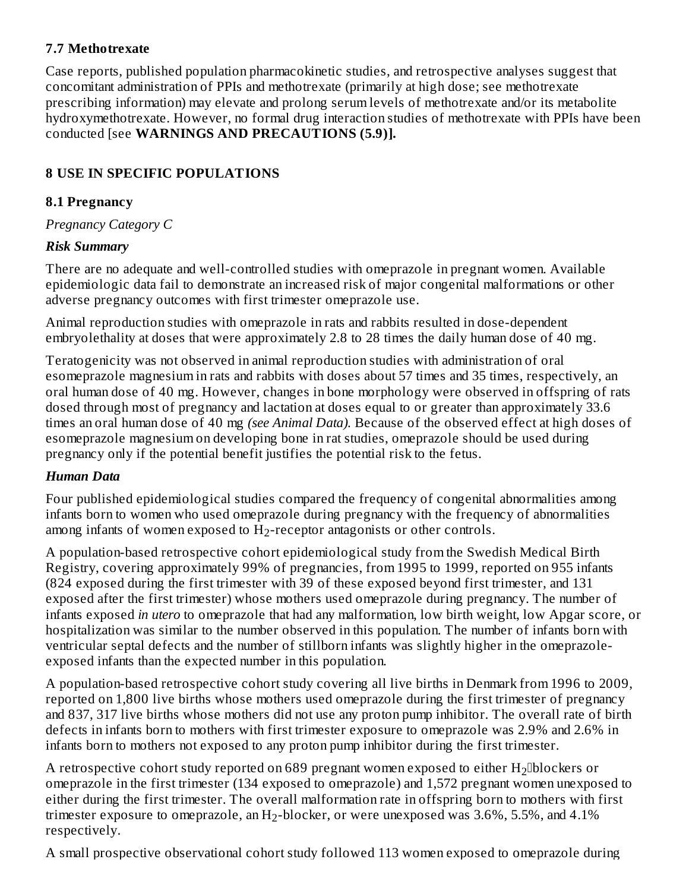### 7.7 Methotrexate

Case reports, published population pharmacokinetic studies, and retrospective analyses suggest that concomitant administration of PPIs and methotrexate (primarily at high dose; see methotrexate prescribing information) may elevate and prolong serum levels of methotrexate and/or its metabolite hydroxymethotrexate. However, no formal drug interaction studies of methotrexate with PPIs have been conducted [see **WARNINGS AND PRECAUTIONS (5.9)].**

## 8 USE IN SPECIFIC POPULATIONS

### 8.1 Pregnancy

*Pregnancy Category C*

***Risk Summary***

There are no adequate and well-controlled studies with omeprazole in pregnant women. Available epidemiologic data fail to demonstrate an increased risk of major congenital malformations or other adverse pregnancy outcomes with first trimester omeprazole use.

Animal reproduction studies with omeprazole in rats and rabbits resulted in dose-dependent embryolethality at doses that were approximately 2.8 to 28 times the daily human dose of 40 mg.

Teratogenicity was not observed in animal reproduction studies with administration of oral esomeprazole magnesium in rats and rabbits with doses about 57 times and 35 times, respectively, an oral human dose of 40 mg. However, changes in bone morphology were observed in offspring of rats dosed through most of pregnancy and lactation at doses equal to or greater than approximately 33.6 times an oral human dose of 40 mg *(see Animal Data).* Because of the observed effect at high doses of esomeprazole magnesium on developing bone in rat studies, omeprazole should be used during pregnancy only if the potential benefit justifies the potential risk to the fetus.

***Human Data***

Four published epidemiological studies compared the frequency of congenital abnormalities among infants born to women who used omeprazole during pregnancy with the frequency of abnormalities among infants of women exposed to $H_2$-receptor antagonists or other controls.

A population-based retrospective cohort epidemiological study from the Swedish Medical Birth Registry, covering approximately 99% of pregnancies, from 1995 to 1999, reported on 955 infants (824 exposed during the first trimester with 39 of these exposed beyond first trimester, and 131 exposed after the first trimester) whose mothers used omeprazole during pregnancy. The number of infants exposed *in utero* to omeprazole that had any malformation, low birth weight, low Apgar score, or hospitalization was similar to the number observed in this population. The number of infants born with ventricular septal defects and the number of stillborn infants was slightly higher in the omeprazole-exposed infants than the expected number in this population.

A population-based retrospective cohort study covering all live births in Denmark from 1996 to 2009, reported on 1,800 live births whose mothers used omeprazole during the first trimester of pregnancy and 837, 317 live births whose mothers did not use any proton pump inhibitor. The overall rate of birth defects in infants born to mothers with first trimester exposure to omeprazole was 2.9% and 2.6% in infants born to mothers not exposed to any proton pump inhibitor during the first trimester.

A retrospective cohort study reported on 689 pregnant women exposed to either $H_2$-blockers or omeprazole in the first trimester (134 exposed to omeprazole) and 1,572 pregnant women unexposed to either during the first trimester. The overall malformation rate in offspring born to mothers with first trimester exposure to omeprazole, an $H_2$-blocker, or were unexposed was 3.6%, 5.5%, and 4.1% respectively.

A small prospective observational cohort study followed 113 women exposed to omeprazole during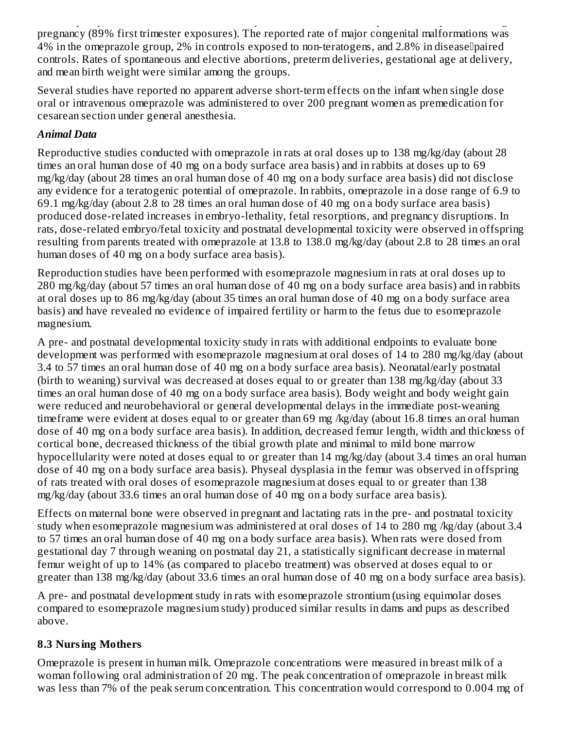pregnancy (89% first trimester exposures). The reported rate of major congenital malformations was 4% in the omeprazole group, 2% in controls exposed to non-teratogens, and 2.8% in disease‐paired controls. Rates of spontaneous and elective abortions, preterm deliveries, gestational age at delivery, and mean birth weight were similar among the groups.

Several studies have reported no apparent adverse short-term effects on the infant when single dose oral or intravenous omeprazole was administered to over 200 pregnant women as premedication for cesarean section under general anesthesia.

***Animal Data***

Reproductive studies conducted with omeprazole in rats at oral doses up to 138 mg/kg/day (about 28 times an oral human dose of 40 mg on a body surface area basis) and in rabbits at doses up to 69 mg/kg/day (about 28 times an oral human dose of 40 mg on a body surface area basis) did not disclose any evidence for a teratogenic potential of omeprazole. In rabbits, omeprazole in a dose range of 6.9 to 69.1 mg/kg/day (about 2.8 to 28 times an oral human dose of 40 mg on a body surface area basis) produced dose-related increases in embryo-lethality, fetal resorptions, and pregnancy disruptions. In rats, dose-related embryo/fetal toxicity and postnatal developmental toxicity were observed in offspring resulting from parents treated with omeprazole at 13.8 to 138.0 mg/kg/day (about 2.8 to 28 times an oral human doses of 40 mg on a body surface area basis).

Reproduction studies have been performed with esomeprazole magnesium in rats at oral doses up to 280 mg/kg/day (about 57 times an oral human dose of 40 mg on a body surface area basis) and in rabbits at oral doses up to 86 mg/kg/day (about 35 times an oral human dose of 40 mg on a body surface area basis) and have revealed no evidence of impaired fertility or harm to the fetus due to esomeprazole magnesium.

A pre- and postnatal developmental toxicity study in rats with additional endpoints to evaluate bone development was performed with esomeprazole magnesium at oral doses of 14 to 280 mg/kg/day (about 3.4 to 57 times an oral human dose of 40 mg on a body surface area basis). Neonatal/early postnatal (birth to weaning) survival was decreased at doses equal to or greater than 138 mg/kg/day (about 33 times an oral human dose of 40 mg on a body surface area basis). Body weight and body weight gain were reduced and neurobehavioral or general developmental delays in the immediate post-weaning timeframe were evident at doses equal to or greater than 69 mg /kg/day (about 16.8 times an oral human dose of 40 mg on a body surface area basis). In addition, decreased femur length, width and thickness of cortical bone, decreased thickness of the tibial growth plate and minimal to mild bone marrow hypocellularity were noted at doses equal to or greater than 14 mg/kg/day (about 3.4 times an oral human dose of 40 mg on a body surface area basis). Physeal dysplasia in the femur was observed in offspring of rats treated with oral doses of esomeprazole magnesium at doses equal to or greater than 138 mg/kg/day (about 33.6 times an oral human dose of 40 mg on a body surface area basis).

Effects on maternal bone were observed in pregnant and lactating rats in the pre- and postnatal toxicity study when esomeprazole magnesium was administered at oral doses of 14 to 280 mg /kg/day (about 3.4 to 57 times an oral human dose of 40 mg on a body surface area basis). When rats were dosed from gestational day 7 through weaning on postnatal day 21, a statistically significant decrease in maternal femur weight of up to 14% (as compared to placebo treatment) was observed at doses equal to or greater than 138 mg/kg/day (about 33.6 times an oral human dose of 40 mg on a body surface area basis).

A pre- and postnatal development study in rats with esomeprazole strontium (using equimolar doses compared to esomeprazole magnesium study) produced similar results in dams and pups as described above.

### 8.3 Nursing Mothers

Omeprazole is present in human milk. Omeprazole concentrations were measured in breast milk of a woman following oral administration of 20 mg. The peak concentration of omeprazole in breast milk was less than 7% of the peak serum concentration. This concentration would correspond to 0.004 mg of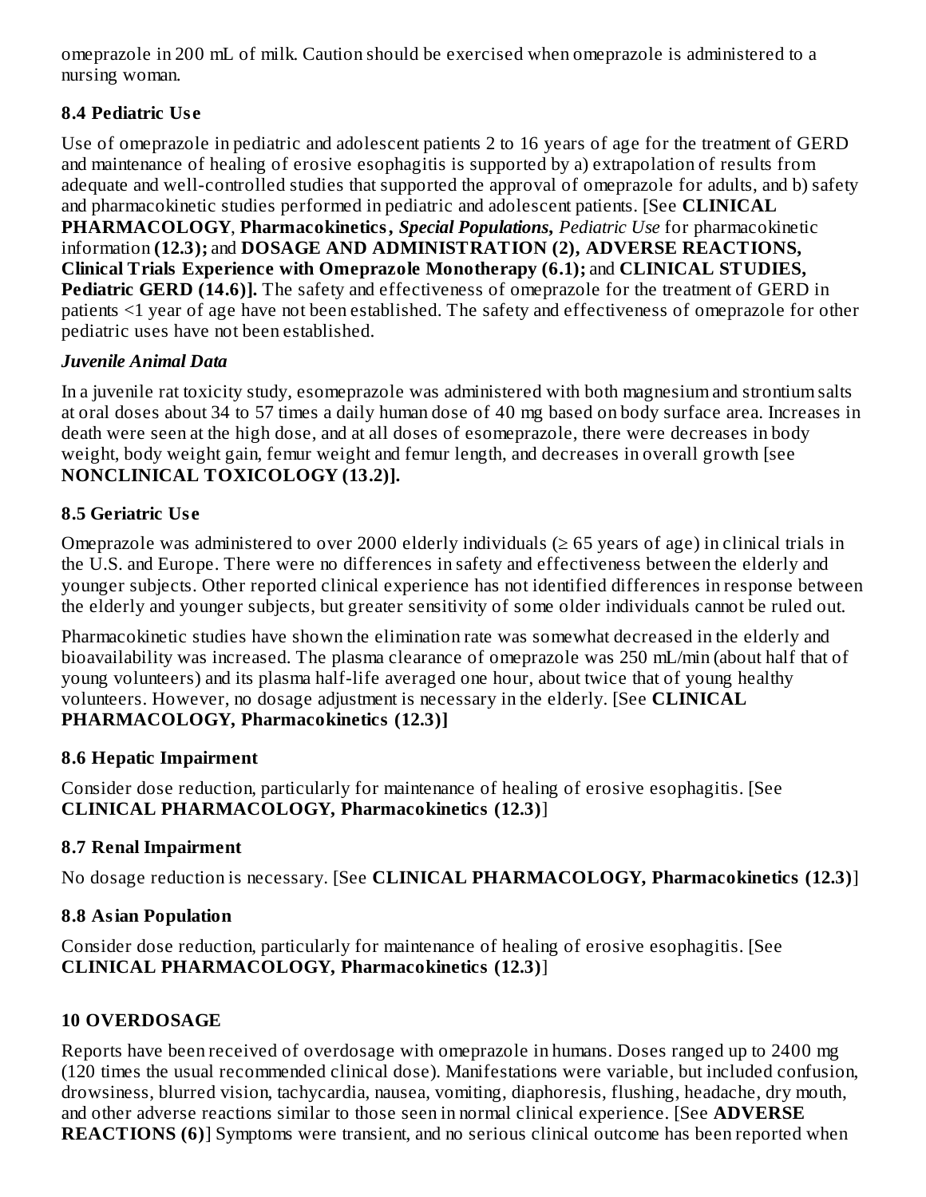omeprazole in 200 mL of milk. Caution should be exercised when omeprazole is administered to a nursing woman.

### 8.4 Pediatric Use

Use of omeprazole in pediatric and adolescent patients 2 to 16 years of age for the treatment of GERD and maintenance of healing of erosive esophagitis is supported by a) extrapolation of results from adequate and well-controlled studies that supported the approval of omeprazole for adults, and b) safety and pharmacokinetic studies performed in pediatric and adolescent patients. [See **CLINICAL PHARMACOLOGY**, **Pharmacokinetics**, ***Special Populations***, *Pediatric Use* for pharmacokinetic information **(12.3);** and **DOSAGE AND ADMINISTRATION (2), ADVERSE REACTIONS, Clinical Trials Experience with Omeprazole Monotherapy (6.1);** and **CLINICAL STUDIES, Pediatric GERD (14.6)].** The safety and effectiveness of omeprazole for the treatment of GERD in patients <1 year of age have not been established. The safety and effectiveness of omeprazole for other pediatric uses have not been established.

***Juvenile Animal Data***

In a juvenile rat toxicity study, esomeprazole was administered with both magnesium and strontium salts at oral doses about 34 to 57 times a daily human dose of 40 mg based on body surface area. Increases in death were seen at the high dose, and at all doses of esomeprazole, there were decreases in body weight, body weight gain, femur weight and femur length, and decreases in overall growth [see **NONCLINICAL TOXICOLOGY (13.2)].**

### 8.5 Geriatric Use

Omeprazole was administered to over 2000 elderly individuals (≥ 65 years of age) in clinical trials in the U.S. and Europe. There were no differences in safety and effectiveness between the elderly and younger subjects. Other reported clinical experience has not identified differences in response between the elderly and younger subjects, but greater sensitivity of some older individuals cannot be ruled out.

Pharmacokinetic studies have shown the elimination rate was somewhat decreased in the elderly and bioavailability was increased. The plasma clearance of omeprazole was 250 mL/min (about half that of young volunteers) and its plasma half-life averaged one hour, about twice that of young healthy volunteers. However, no dosage adjustment is necessary in the elderly. [See **CLINICAL PHARMACOLOGY, Pharmacokinetics (12.3)]**

### 8.6 Hepatic Impairment

Consider dose reduction, particularly for maintenance of healing of erosive esophagitis. [See **CLINICAL PHARMACOLOGY, Pharmacokinetics (12.3)**]

### 8.7 Renal Impairment

No dosage reduction is necessary. [See **CLINICAL PHARMACOLOGY, Pharmacokinetics (12.3)**]

### 8.8 Asian Population

Consider dose reduction, particularly for maintenance of healing of erosive esophagitis. [See **CLINICAL PHARMACOLOGY, Pharmacokinetics (12.3)**]

## 10 OVERDOSAGE

Reports have been received of overdosage with omeprazole in humans. Doses ranged up to 2400 mg (120 times the usual recommended clinical dose). Manifestations were variable, but included confusion, drowsiness, blurred vision, tachycardia, nausea, vomiting, diaphoresis, flushing, headache, dry mouth, and other adverse reactions similar to those seen in normal clinical experience. [See **ADVERSE REACTIONS (6)**] Symptoms were transient, and no serious clinical outcome has been reported when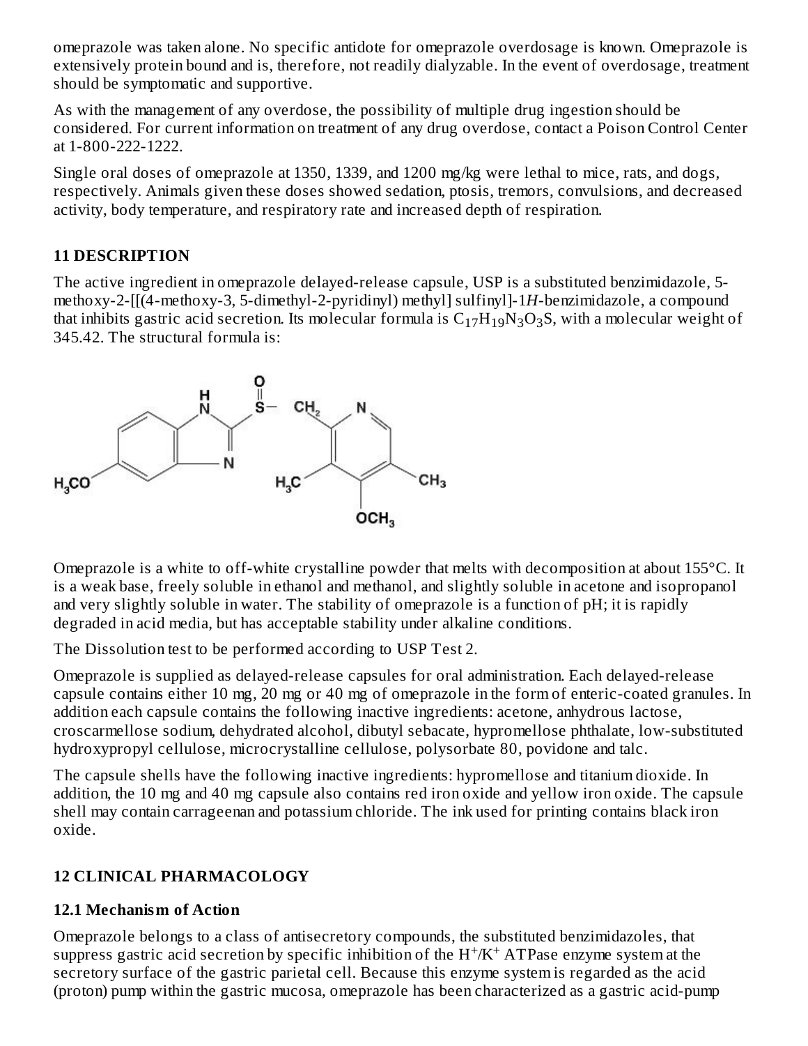omeprazole was taken alone. No specific antidote for omeprazole overdosage is known. Omeprazole is extensively protein bound and is, therefore, not readily dialyzable. In the event of overdosage, treatment should be symptomatic and supportive.

As with the management of any overdose, the possibility of multiple drug ingestion should be considered. For current information on treatment of any drug overdose, contact a Poison Control Center at 1-800-222-1222.

Single oral doses of omeprazole at 1350, 1339, and 1200 mg/kg were lethal to mice, rats, and dogs, respectively. Animals given these doses showed sedation, ptosis, tremors, convulsions, and decreased activity, body temperature, and respiratory rate and increased depth of respiration.

## 11 DESCRIPTION

The active ingredient in omeprazole delayed-release capsule, USP is a substituted benzimidazole, 5-methoxy-2-[[(4-methoxy-3, 5-dimethyl-2-pyridinyl) methyl] sulfinyl]-1*H*-benzimidazole, a compound that inhibits gastric acid secretion. Its molecular formula is $C_{17}H_{19}N_3O_3S$, with a molecular weight of 345.42. The structural formula is:

Omeprazole is a white to off-white crystalline powder that melts with decomposition at about 155°C. It is a weak base, freely soluble in ethanol and methanol, and slightly soluble in acetone and isopropanol and very slightly soluble in water. The stability of omeprazole is a function of pH; it is rapidly degraded in acid media, but has acceptable stability under alkaline conditions.

The Dissolution test to be performed according to USP Test 2.

Omeprazole is supplied as delayed-release capsules for oral administration. Each delayed-release capsule contains either 10 mg, 20 mg or 40 mg of omeprazole in the form of enteric-coated granules. In addition each capsule contains the following inactive ingredients: acetone, anhydrous lactose, croscarmellose sodium, dehydrated alcohol, dibutyl sebacate, hypromellose phthalate, low-substituted hydroxypropyl cellulose, microcrystalline cellulose, polysorbate 80, povidone and talc.

The capsule shells have the following inactive ingredients: hypromellose and titanium dioxide. In addition, the 10 mg and 40 mg capsule also contains red iron oxide and yellow iron oxide. The capsule shell may contain carrageenan and potassium chloride. The ink used for printing contains black iron oxide.

## 12 CLINICAL PHARMACOLOGY

### 12.1 Mechanism of Action

Omeprazole belongs to a class of antisecretory compounds, the substituted benzimidazoles, that suppress gastric acid secretion by specific inhibition of the $H^+/K^+$ ATPase enzyme system at the secretory surface of the gastric parietal cell. Because this enzyme system is regarded as the acid (proton) pump within the gastric mucosa, omeprazole has been characterized as a gastric acid-pump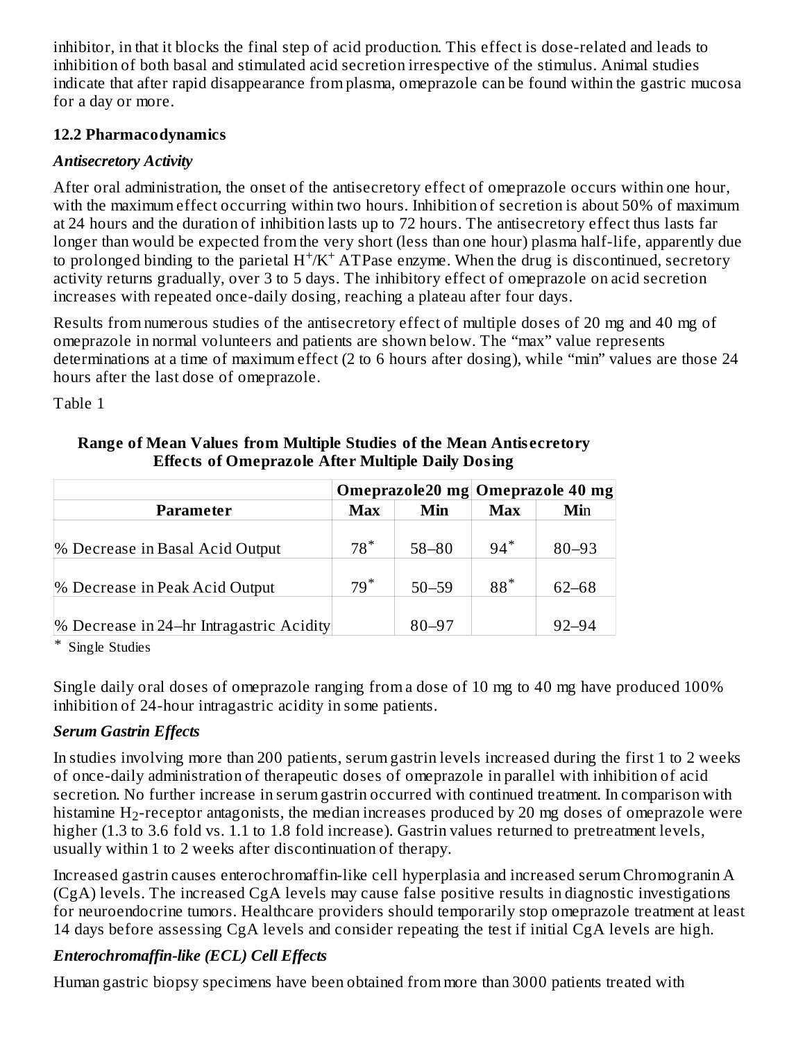inhibitor, in that it blocks the final step of acid production. This effect is dose-related and leads to inhibition of both basal and stimulated acid secretion irrespective of the stimulus. Animal studies indicate that after rapid disappearance from plasma, omeprazole can be found within the gastric mucosa for a day or more.

### 12.2 Pharmacodynamics

***Antisecretory Activity***

After oral administration, the onset of the antisecretory effect of omeprazole occurs within one hour, with the maximum effect occurring within two hours. Inhibition of secretion is about 50% of maximum at 24 hours and the duration of inhibition lasts up to 72 hours. The antisecretory effect thus lasts far longer than would be expected from the very short (less than one hour) plasma half-life, apparently due to prolonged binding to the parietal $H^+/K^+$ ATPase enzyme. When the drug is discontinued, secretory activity returns gradually, over 3 to 5 days. The inhibitory effect of omeprazole on acid secretion increases with repeated once-daily dosing, reaching a plateau after four days.

Results from numerous studies of the antisecretory effect of multiple doses of 20 mg and 40 mg of omeprazole in normal volunteers and patients are shown below. The "max" value represents determinations at a time of maximum effect (2 to 6 hours after dosing), while "min" values are those 24 hours after the last dose of omeprazole.

Table 1

**Range of Mean Values from Multiple Studies of the Mean Antisecretory Effects of Omeprazole After Multiple Daily Dosing**

| | **Omeprazole20 mg** | | **Omeprazole 40 mg** | |
|---|---|---|---|---|
| **Parameter** | **Max** | **Min** | **Max** | **Min** |
| % Decrease in Basal Acid Output | 78* | 58–80 | 94* | 80–93 |
| % Decrease in Peak Acid Output | 79* | 50–59 | 88* | 62–68 |
| % Decrease in 24–hr Intragastric Acidity | | 80–97 | | 92–94 |

\* Single Studies

Single daily oral doses of omeprazole ranging from a dose of 10 mg to 40 mg have produced 100% inhibition of 24-hour intragastric acidity in some patients.

***Serum Gastrin Effects***

In studies involving more than 200 patients, serum gastrin levels increased during the first 1 to 2 weeks of once-daily administration of therapeutic doses of omeprazole in parallel with inhibition of acid secretion. No further increase in serum gastrin occurred with continued treatment. In comparison with histamine $H_2$-receptor antagonists, the median increases produced by 20 mg doses of omeprazole were higher (1.3 to 3.6 fold vs. 1.1 to 1.8 fold increase). Gastrin values returned to pretreatment levels, usually within 1 to 2 weeks after discontinuation of therapy.

Increased gastrin causes enterochromaffin-like cell hyperplasia and increased serum Chromogranin A (CgA) levels. The increased CgA levels may cause false positive results in diagnostic investigations for neuroendocrine tumors. Healthcare providers should temporarily stop omeprazole treatment at least 14 days before assessing CgA levels and consider repeating the test if initial CgA levels are high.

***Enterochromaffin-like (ECL) Cell Effects***

Human gastric biopsy specimens have been obtained from more than 3000 patients treated with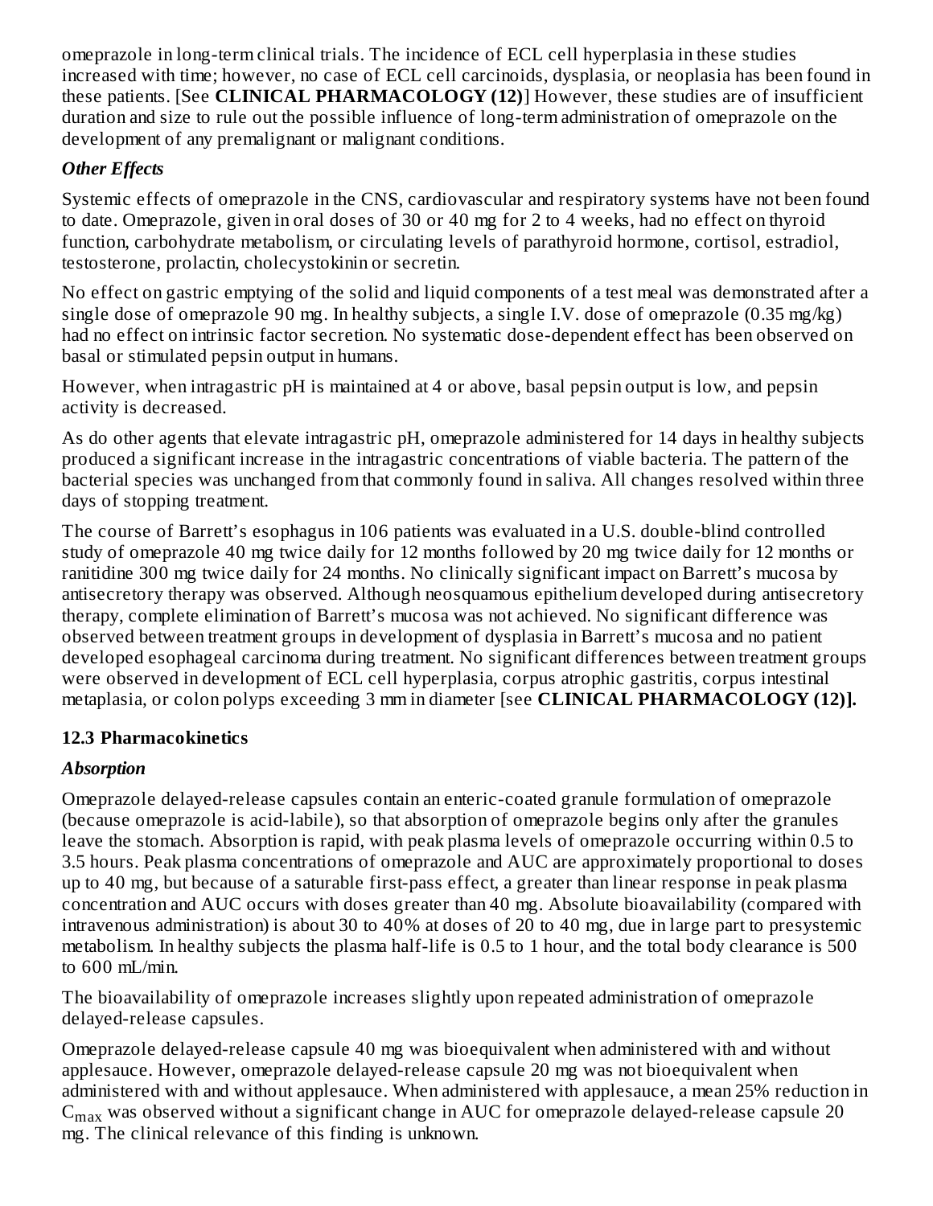omeprazole in long-term clinical trials. The incidence of ECL cell hyperplasia in these studies increased with time; however, no case of ECL cell carcinoids, dysplasia, or neoplasia has been found in these patients. [See **CLINICAL PHARMACOLOGY (12)**] However, these studies are of insufficient duration and size to rule out the possible influence of long-term administration of omeprazole on the development of any premalignant or malignant conditions.

***Other Effects***

Systemic effects of omeprazole in the CNS, cardiovascular and respiratory systems have not been found to date. Omeprazole, given in oral doses of 30 or 40 mg for 2 to 4 weeks, had no effect on thyroid function, carbohydrate metabolism, or circulating levels of parathyroid hormone, cortisol, estradiol, testosterone, prolactin, cholecystokinin or secretin.

No effect on gastric emptying of the solid and liquid components of a test meal was demonstrated after a single dose of omeprazole 90 mg. In healthy subjects, a single I.V. dose of omeprazole (0.35 mg/kg) had no effect on intrinsic factor secretion. No systematic dose-dependent effect has been observed on basal or stimulated pepsin output in humans.

However, when intragastric pH is maintained at 4 or above, basal pepsin output is low, and pepsin activity is decreased.

As do other agents that elevate intragastric pH, omeprazole administered for 14 days in healthy subjects produced a significant increase in the intragastric concentrations of viable bacteria. The pattern of the bacterial species was unchanged from that commonly found in saliva. All changes resolved within three days of stopping treatment.

The course of Barrett's esophagus in 106 patients was evaluated in a U.S. double-blind controlled study of omeprazole 40 mg twice daily for 12 months followed by 20 mg twice daily for 12 months or ranitidine 300 mg twice daily for 24 months. No clinically significant impact on Barrett's mucosa by antisecretory therapy was observed. Although neosquamous epithelium developed during antisecretory therapy, complete elimination of Barrett's mucosa was not achieved. No significant difference was observed between treatment groups in development of dysplasia in Barrett's mucosa and no patient developed esophageal carcinoma during treatment. No significant differences between treatment groups were observed in development of ECL cell hyperplasia, corpus atrophic gastritis, corpus intestinal metaplasia, or colon polyps exceeding 3 mm in diameter [see **CLINICAL PHARMACOLOGY (12)].**

### 12.3 Pharmacokinetics

***Absorption***

Omeprazole delayed-release capsules contain an enteric-coated granule formulation of omeprazole (because omeprazole is acid-labile), so that absorption of omeprazole begins only after the granules leave the stomach. Absorption is rapid, with peak plasma levels of omeprazole occurring within 0.5 to 3.5 hours. Peak plasma concentrations of omeprazole and AUC are approximately proportional to doses up to 40 mg, but because of a saturable first-pass effect, a greater than linear response in peak plasma concentration and AUC occurs with doses greater than 40 mg. Absolute bioavailability (compared with intravenous administration) is about 30 to 40% at doses of 20 to 40 mg, due in large part to presystemic metabolism. In healthy subjects the plasma half-life is 0.5 to 1 hour, and the total body clearance is 500 to 600 mL/min.

The bioavailability of omeprazole increases slightly upon repeated administration of omeprazole delayed-release capsules.

Omeprazole delayed-release capsule 40 mg was bioequivalent when administered with and without applesauce. However, omeprazole delayed-release capsule 20 mg was not bioequivalent when administered with and without applesauce. When administered with applesauce, a mean 25% reduction in $C_{max}$ was observed without a significant change in AUC for omeprazole delayed-release capsule 20 mg. The clinical relevance of this finding is unknown.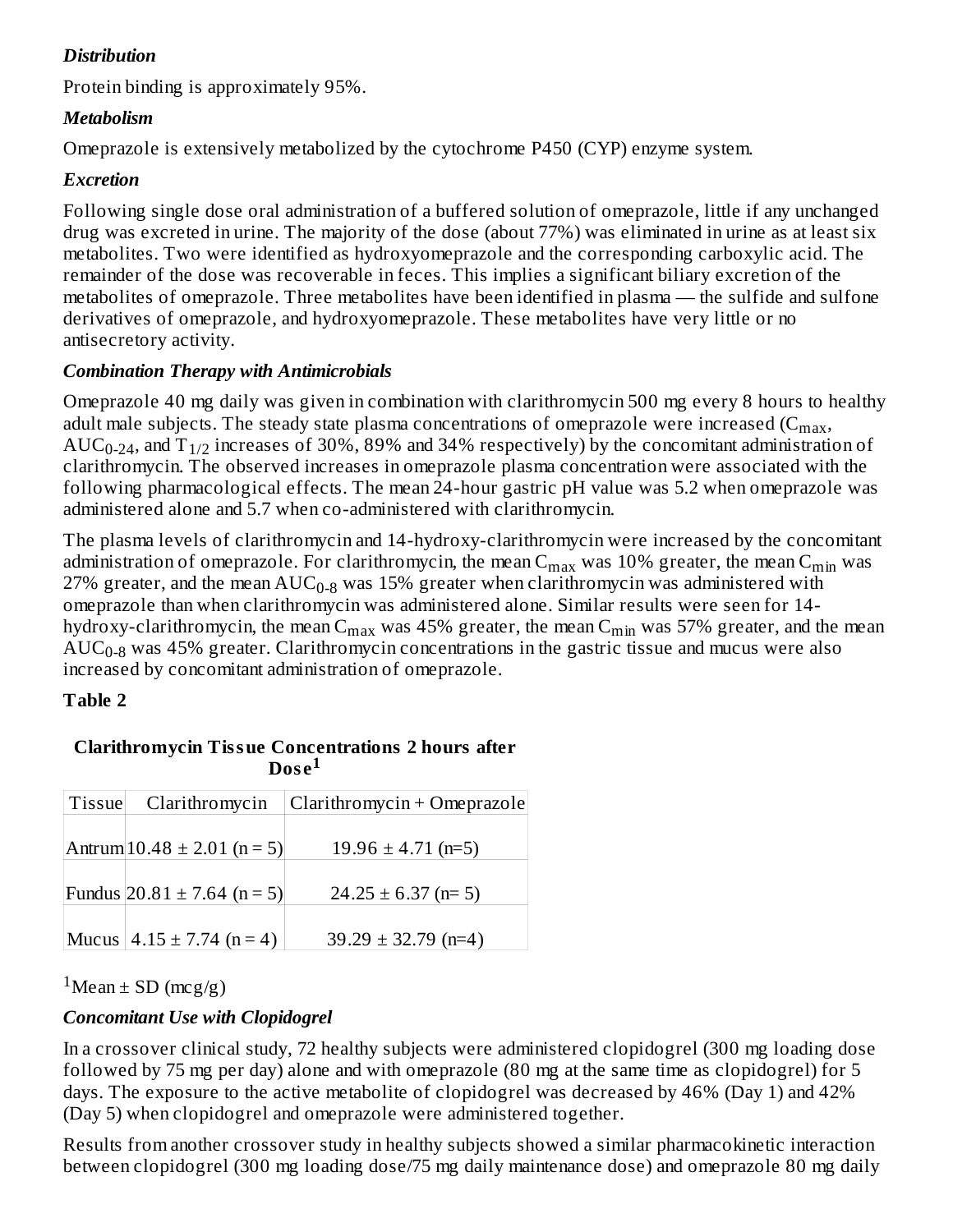*Distribution*

Protein binding is approximately 95%.

*Metabolism*

Omeprazole is extensively metabolized by the cytochrome P450 (CYP) enzyme system.

*Excretion*

Following single dose oral administration of a buffered solution of omeprazole, little if any unchanged drug was excreted in urine. The majority of the dose (about 77%) was eliminated in urine as at least six metabolites. Two were identified as hydroxyomeprazole and the corresponding carboxylic acid. The remainder of the dose was recoverable in feces. This implies a significant biliary excretion of the metabolites of omeprazole. Three metabolites have been identified in plasma — the sulfide and sulfone derivatives of omeprazole, and hydroxyomeprazole. These metabolites have very little or no antisecretory activity.

*Combination Therapy with Antimicrobials*

Omeprazole 40 mg daily was given in combination with clarithromycin 500 mg every 8 hours to healthy adult male subjects. The steady state plasma concentrations of omeprazole were increased ($C_{max}$, $AUC_{0\text{-}24}$, and $T_{1/2}$ increases of 30%, 89% and 34% respectively) by the concomitant administration of clarithromycin. The observed increases in omeprazole plasma concentration were associated with the following pharmacological effects. The mean 24-hour gastric pH value was 5.2 when omeprazole was administered alone and 5.7 when co-administered with clarithromycin.

The plasma levels of clarithromycin and 14-hydroxy-clarithromycin were increased by the concomitant administration of omeprazole. For clarithromycin, the mean $C_{max}$ was 10% greater, the mean $C_{min}$ was 27% greater, and the mean $AUC_{0\text{-}8}$ was 15% greater when clarithromycin was administered with omeprazole than when clarithromycin was administered alone. Similar results were seen for 14-hydroxy-clarithromycin, the mean $C_{max}$ was 45% greater, the mean $C_{min}$ was 57% greater, and the mean $AUC_{0\text{-}8}$ was 45% greater. Clarithromycin concentrations in the gastric tissue and mucus were also increased by concomitant administration of omeprazole.

**Table 2**

**Clarithromycin Tissue Concentrations 2 hours after Dose[1]**

| Tissue | Clarithromycin | Clarithromycin + Omeprazole |
|---|---|---|
| Antrum | 10.48 ± 2.01 (n = 5) | 19.96 ± 4.71 (n=5) |
| Fundus | 20.81 ± 7.64 (n = 5) | 24.25 ± 6.37 (n= 5) |
| Mucus | 4.15 ± 7.74 (n = 4) | 39.29 ± 32.79 (n=4) |

[1]Mean ± SD (mcg/g)

*Concomitant Use with Clopidogrel*

In a crossover clinical study, 72 healthy subjects were administered clopidogrel (300 mg loading dose followed by 75 mg per day) alone and with omeprazole (80 mg at the same time as clopidogrel) for 5 days. The exposure to the active metabolite of clopidogrel was decreased by 46% (Day 1) and 42% (Day 5) when clopidogrel and omeprazole were administered together.

Results from another crossover study in healthy subjects showed a similar pharmacokinetic interaction between clopidogrel (300 mg loading dose/75 mg daily maintenance dose) and omeprazole 80 mg daily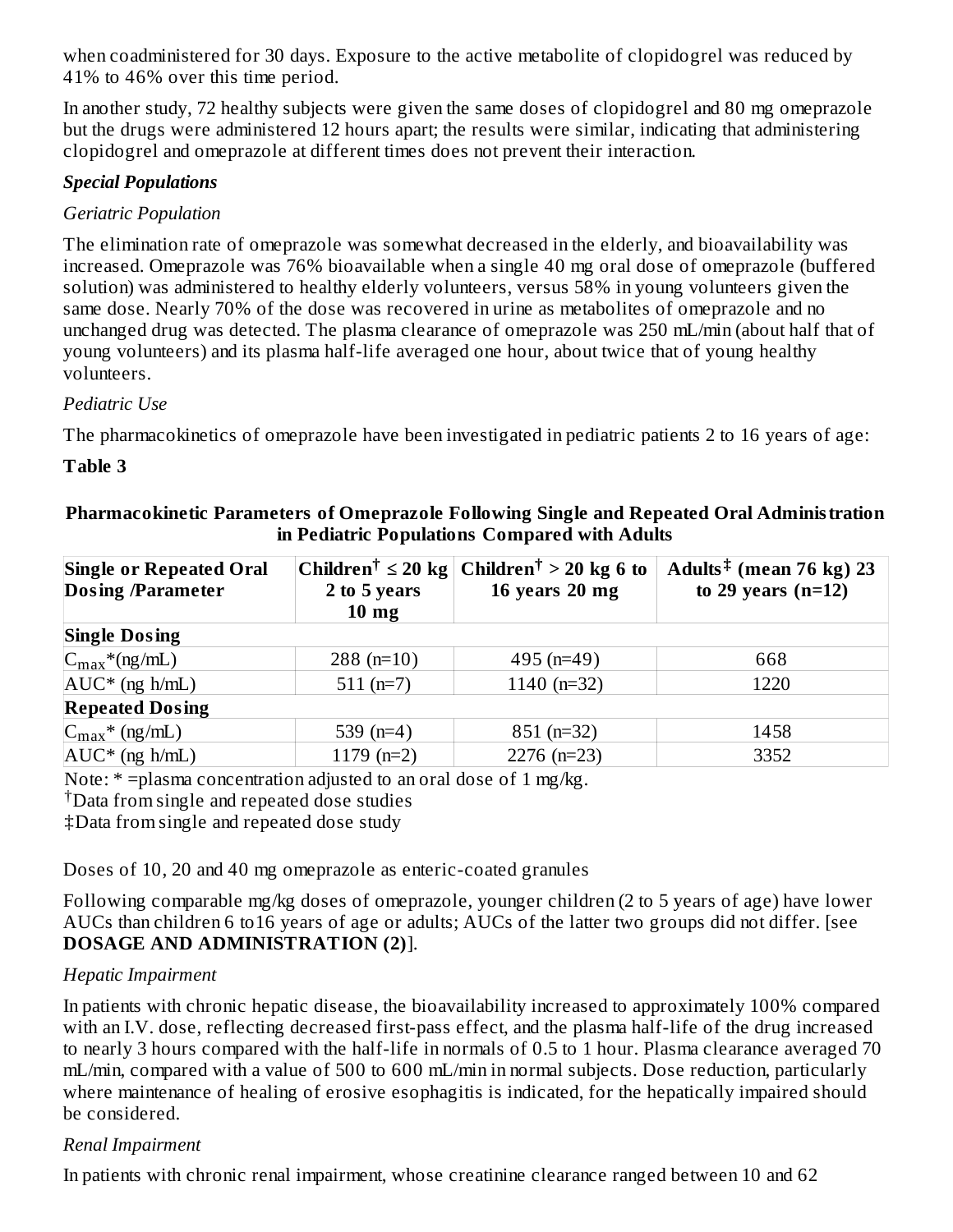when coadministered for 30 days. Exposure to the active metabolite of clopidogrel was reduced by 41% to 46% over this time period.

In another study, 72 healthy subjects were given the same doses of clopidogrel and 80 mg omeprazole but the drugs were administered 12 hours apart; the results were similar, indicating that administering clopidogrel and omeprazole at different times does not prevent their interaction.

***Special Populations***

*Geriatric Population*

The elimination rate of omeprazole was somewhat decreased in the elderly, and bioavailability was increased. Omeprazole was 76% bioavailable when a single 40 mg oral dose of omeprazole (buffered solution) was administered to healthy elderly volunteers, versus 58% in young volunteers given the same dose. Nearly 70% of the dose was recovered in urine as metabolites of omeprazole and no unchanged drug was detected. The plasma clearance of omeprazole was 250 mL/min (about half that of young volunteers) and its plasma half-life averaged one hour, about twice that of young healthy volunteers.

*Pediatric Use*

The pharmacokinetics of omeprazole have been investigated in pediatric patients 2 to 16 years of age:

**Table 3**

**Pharmacokinetic Parameters of Omeprazole Following Single and Repeated Oral Administration in Pediatric Populations Compared with Adults**

| Single or Repeated Oral Dosing /Parameter | Children[†] ≤ 20 kg 2 to 5 years 10 mg | Children[†] > 20 kg 6 to 16 years 20 mg | Adults[‡] (mean 76 kg) 23 to 29 years (n=12) |
|---|---|---|---|
| **Single Dosing** | | | |
| $C_{max}$*(ng/mL) | 288 (n=10) | 495 (n=49) | 668 |
| AUC* (ng h/mL) | 511 (n=7) | 1140 (n=32) | 1220 |
| **Repeated Dosing** | | | |
| $C_{max}$* (ng/mL) | 539 (n=4) | 851 (n=32) | 1458 |
| AUC* (ng h/mL) | 1179 (n=2) | 2276 (n=23) | 3352 |

Note: * =plasma concentration adjusted to an oral dose of 1 mg/kg.

[†]Data from single and repeated dose studies

‡Data from single and repeated dose study

Doses of 10, 20 and 40 mg omeprazole as enteric-coated granules

Following comparable mg/kg doses of omeprazole, younger children (2 to 5 years of age) have lower AUCs than children 6 to16 years of age or adults; AUCs of the latter two groups did not differ. [see **DOSAGE AND ADMINISTRATION (2)**].

*Hepatic Impairment*

In patients with chronic hepatic disease, the bioavailability increased to approximately 100% compared with an I.V. dose, reflecting decreased first-pass effect, and the plasma half-life of the drug increased to nearly 3 hours compared with the half-life in normals of 0.5 to 1 hour. Plasma clearance averaged 70 mL/min, compared with a value of 500 to 600 mL/min in normal subjects. Dose reduction, particularly where maintenance of healing of erosive esophagitis is indicated, for the hepatically impaired should be considered.

*Renal Impairment*

In patients with chronic renal impairment, whose creatinine clearance ranged between 10 and 62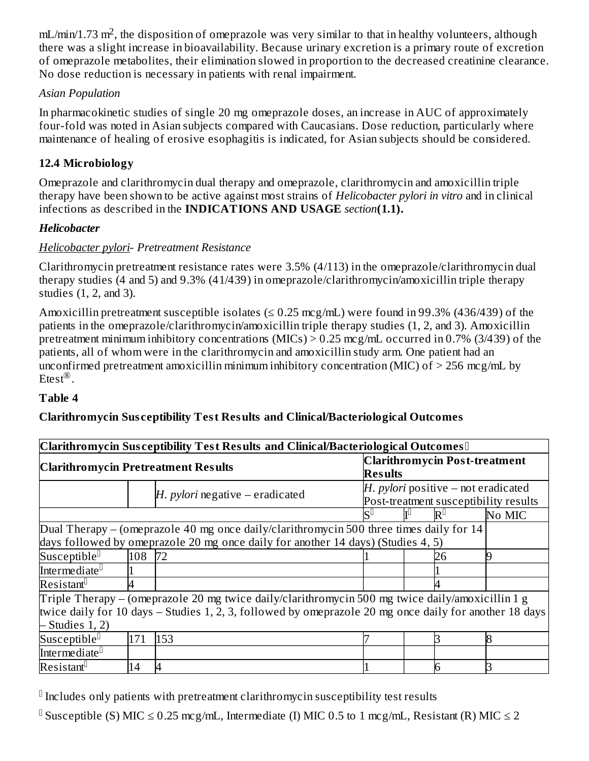mL/min/1.73 $m^2$, the disposition of omeprazole was very similar to that in healthy volunteers, although there was a slight increase in bioavailability. Because urinary excretion is a primary route of excretion of omeprazole metabolites, their elimination slowed in proportion to the decreased creatinine clearance. No dose reduction is necessary in patients with renal impairment.

*Asian Population*

In pharmacokinetic studies of single 20 mg omeprazole doses, an increase in AUC of approximately four-fold was noted in Asian subjects compared with Caucasians. Dose reduction, particularly where maintenance of healing of erosive esophagitis is indicated, for Asian subjects should be considered.

### 12.4 Microbiology

Omeprazole and clarithromycin dual therapy and omeprazole, clarithromycin and amoxicillin triple therapy have been shown to be active against most strains of *Helicobacter pylori in vitro* and in clinical infections as described in the **INDICATIONS AND USAGE** *section***(1.1).**

***Helicobacter***

*Helicobacter pylori- Pretreatment Resistance*

Clarithromycin pretreatment resistance rates were 3.5% (4/113) in the omeprazole/clarithromycin dual therapy studies (4 and 5) and 9.3% (41/439) in omeprazole/clarithromycin/amoxicillin triple therapy studies (1, 2, and 3).

Amoxicillin pretreatment susceptible isolates (≤ 0.25 mcg/mL) were found in 99.3% (436/439) of the patients in the omeprazole/clarithromycin/amoxicillin triple therapy studies (1, 2, and 3). Amoxicillin pretreatment minimum inhibitory concentrations (MICs) > 0.25 mcg/mL occurred in 0.7% (3/439) of the patients, all of whom were in the clarithromycin and amoxicillin study arm. One patient had an unconfirmed pretreatment amoxicillin minimum inhibitory concentration (MIC) of > 256 mcg/mL by Etest®.

**Table 4**

**Clarithromycin Susceptibility Test Results and Clinical/Bacteriological Outcomes**

| **Clarithromycin Susceptibility Test Results and Clinical/Bacteriological Outcomes**[*] | | | | | | |
|---|---|---|---|---|---|---|
| **Clarithromycin Pretreatment Results** | | | **Clarithromycin Post-treatment Results** | | | |
| | | *H. pylori* negative – eradicated | *H. pylori* positive – not eradicated Post-treatment susceptibility results | | | |
| | | | S[†] | I[†] | R[†] | No MIC |
| Dual Therapy – (omeprazole 40 mg once daily/clarithromycin 500 three times daily for 14 days followed by omeprazole 20 mg once daily for another 14 days) (Studies 4, 5) | | | | | | |
| Susceptible[†] | 108 | 72 | 1 | | 26 | 9 |
| Intermediate[†] | 1 | | | | 1 | |
| Resistant[†] | 4 | | | | 4 | |
| Triple Therapy – (omeprazole 20 mg twice daily/clarithromycin 500 mg twice daily/amoxicillin 1 g twice daily for 10 days – Studies 1, 2, 3, followed by omeprazole 20 mg once daily for another 18 days – Studies 1, 2) | | | | | | |
| Susceptible[†] | 171 | 153 | 7 | | 3 | 8 |
| Intermediate[†] | | | | | | |
| Resistant[†] | 14 | 4 | 1 | | 6 | 3 |

[*] Includes only patients with pretreatment clarithromycin susceptibility test results

[†] Susceptible (S) MIC ≤ 0.25 mcg/mL, Intermediate (I) MIC 0.5 to 1 mcg/mL, Resistant (R) MIC ≤ 2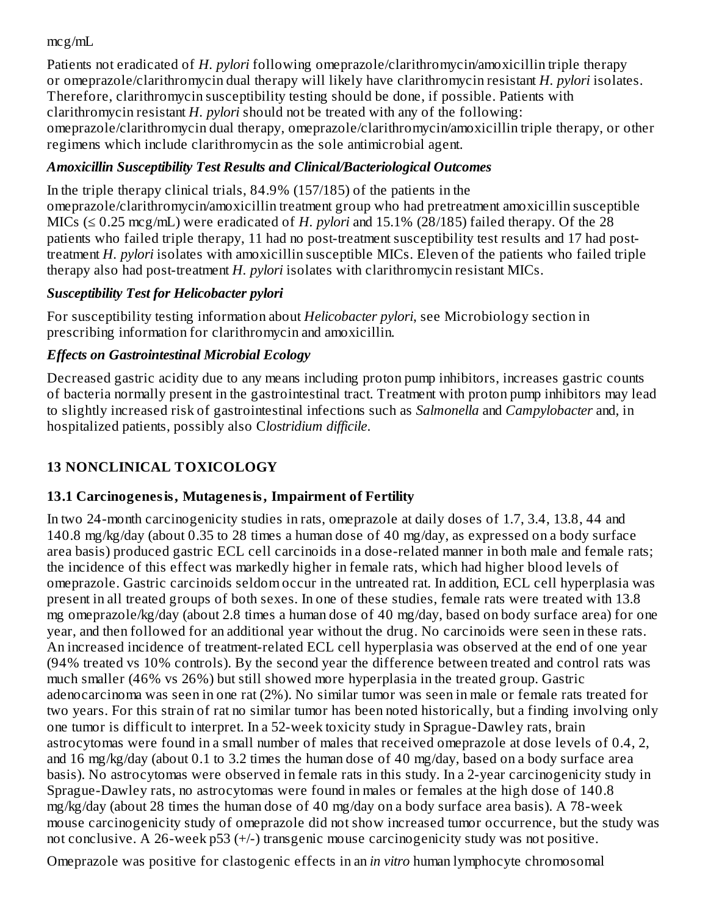mcg/mL

Patients not eradicated of *H. pylori* following omeprazole/clarithromycin/amoxicillin triple therapy or omeprazole/clarithromycin dual therapy will likely have clarithromycin resistant *H. pylori* isolates. Therefore, clarithromycin susceptibility testing should be done, if possible. Patients with clarithromycin resistant *H. pylori* should not be treated with any of the following: omeprazole/clarithromycin dual therapy, omeprazole/clarithromycin/amoxicillin triple therapy, or other regimens which include clarithromycin as the sole antimicrobial agent.

***Amoxicillin Susceptibility Test Results and Clinical/Bacteriological Outcomes***

In the triple therapy clinical trials, 84.9% (157/185) of the patients in the omeprazole/clarithromycin/amoxicillin treatment group who had pretreatment amoxicillin susceptible MICs (≤ 0.25 mcg/mL) were eradicated of *H. pylori* and 15.1% (28/185) failed therapy. Of the 28 patients who failed triple therapy, 11 had no post-treatment susceptibility test results and 17 had post-treatment *H. pylori* isolates with amoxicillin susceptible MICs. Eleven of the patients who failed triple therapy also had post-treatment *H. pylori* isolates with clarithromycin resistant MICs.

***Susceptibility Test for Helicobacter pylori***

For susceptibility testing information about *Helicobacter pylori*, see Microbiology section in prescribing information for clarithromycin and amoxicillin.

***Effects on Gastrointestinal Microbial Ecology***

Decreased gastric acidity due to any means including proton pump inhibitors, increases gastric counts of bacteria normally present in the gastrointestinal tract. Treatment with proton pump inhibitors may lead to slightly increased risk of gastrointestinal infections such as *Salmonella* and *Campylobacter* and, in hospitalized patients, possibly also C*lostridium difficile*.

## 13 NONCLINICAL TOXICOLOGY

### 13.1 Carcinogenesis, Mutagenesis, Impairment of Fertility

In two 24-month carcinogenicity studies in rats, omeprazole at daily doses of 1.7, 3.4, 13.8, 44 and 140.8 mg/kg/day (about 0.35 to 28 times a human dose of 40 mg/day, as expressed on a body surface area basis) produced gastric ECL cell carcinoids in a dose-related manner in both male and female rats; the incidence of this effect was markedly higher in female rats, which had higher blood levels of omeprazole. Gastric carcinoids seldom occur in the untreated rat. In addition, ECL cell hyperplasia was present in all treated groups of both sexes. In one of these studies, female rats were treated with 13.8 mg omeprazole/kg/day (about 2.8 times a human dose of 40 mg/day, based on body surface area) for one year, and then followed for an additional year without the drug. No carcinoids were seen in these rats. An increased incidence of treatment-related ECL cell hyperplasia was observed at the end of one year (94% treated vs 10% controls). By the second year the difference between treated and control rats was much smaller (46% vs 26%) but still showed more hyperplasia in the treated group. Gastric adenocarcinoma was seen in one rat (2%). No similar tumor was seen in male or female rats treated for two years. For this strain of rat no similar tumor has been noted historically, but a finding involving only one tumor is difficult to interpret. In a 52-week toxicity study in Sprague-Dawley rats, brain astrocytomas were found in a small number of males that received omeprazole at dose levels of 0.4, 2, and 16 mg/kg/day (about 0.1 to 3.2 times the human dose of 40 mg/day, based on a body surface area basis). No astrocytomas were observed in female rats in this study. In a 2-year carcinogenicity study in Sprague-Dawley rats, no astrocytomas were found in males or females at the high dose of 140.8 mg/kg/day (about 28 times the human dose of 40 mg/day on a body surface area basis). A 78-week mouse carcinogenicity study of omeprazole did not show increased tumor occurrence, but the study was not conclusive. A 26-week p53 (+/-) transgenic mouse carcinogenicity study was not positive.

Omeprazole was positive for clastogenic effects in an *in vitro* human lymphocyte chromosomal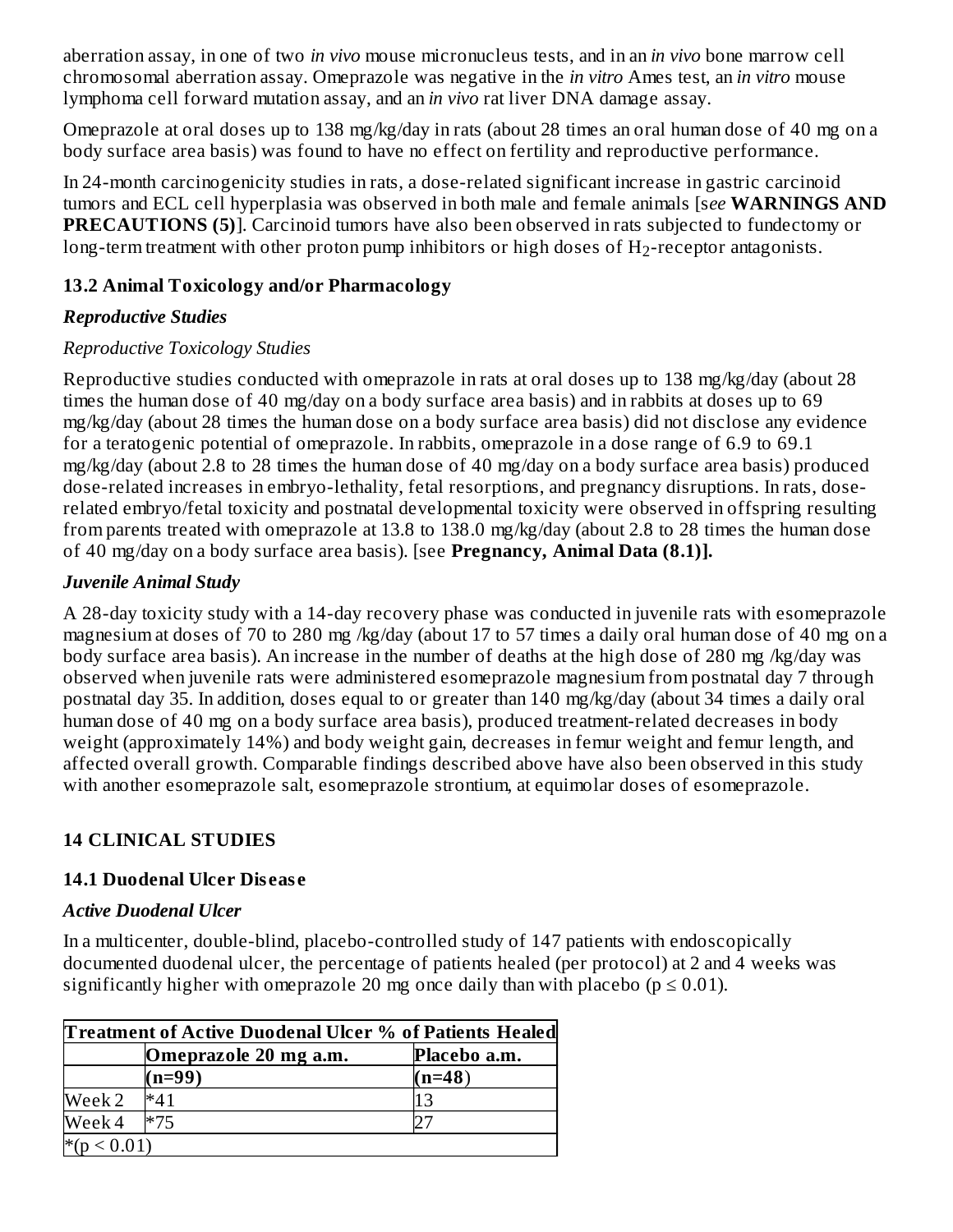aberration assay, in one of two *in vivo* mouse micronucleus tests, and in an *in vivo* bone marrow cell chromosomal aberration assay. Omeprazole was negative in the *in vitro* Ames test, an *in vitro* mouse lymphoma cell forward mutation assay, and an *in vivo* rat liver DNA damage assay.

Omeprazole at oral doses up to 138 mg/kg/day in rats (about 28 times an oral human dose of 40 mg on a body surface area basis) was found to have no effect on fertility and reproductive performance.

In 24-month carcinogenicity studies in rats, a dose-related significant increase in gastric carcinoid tumors and ECL cell hyperplasia was observed in both male and female animals [s*ee* **WARNINGS AND PRECAUTIONS (5)**]. Carcinoid tumors have also been observed in rats subjected to fundectomy or long-term treatment with other proton pump inhibitors or high doses of $H_2$-receptor antagonists.

### 13.2 Animal Toxicology and/or Pharmacology

***Reproductive Studies***

*Reproductive Toxicology Studies*

Reproductive studies conducted with omeprazole in rats at oral doses up to 138 mg/kg/day (about 28 times the human dose of 40 mg/day on a body surface area basis) and in rabbits at doses up to 69 mg/kg/day (about 28 times the human dose on a body surface area basis) did not disclose any evidence for a teratogenic potential of omeprazole. In rabbits, omeprazole in a dose range of 6.9 to 69.1 mg/kg/day (about 2.8 to 28 times the human dose of 40 mg/day on a body surface area basis) produced dose-related increases in embryo-lethality, fetal resorptions, and pregnancy disruptions. In rats, dose-related embryo/fetal toxicity and postnatal developmental toxicity were observed in offspring resulting from parents treated with omeprazole at 13.8 to 138.0 mg/kg/day (about 2.8 to 28 times the human dose of 40 mg/day on a body surface area basis). [see **Pregnancy, Animal Data (8.1)].**

***Juvenile Animal Study***

A 28-day toxicity study with a 14-day recovery phase was conducted in juvenile rats with esomeprazole magnesium at doses of 70 to 280 mg /kg/day (about 17 to 57 times a daily oral human dose of 40 mg on a body surface area basis). An increase in the number of deaths at the high dose of 280 mg /kg/day was observed when juvenile rats were administered esomeprazole magnesium from postnatal day 7 through postnatal day 35. In addition, doses equal to or greater than 140 mg/kg/day (about 34 times a daily oral human dose of 40 mg on a body surface area basis), produced treatment-related decreases in body weight (approximately 14%) and body weight gain, decreases in femur weight and femur length, and affected overall growth. Comparable findings described above have also been observed in this study with another esomeprazole salt, esomeprazole strontium, at equimolar doses of esomeprazole.

## 14 CLINICAL STUDIES

### 14.1 Duodenal Ulcer Disease

***Active Duodenal Ulcer***

In a multicenter, double-blind, placebo-controlled study of 147 patients with endoscopically documented duodenal ulcer, the percentage of patients healed (per protocol) at 2 and 4 weeks was significantly higher with omeprazole 20 mg once daily than with placebo ($p \leq 0.01$).

| **Treatment of Active Duodenal Ulcer % of Patients Healed** | | |
|---|---|---|
| | **Omeprazole 20 mg a.m.** | **Placebo a.m.** |
| | **(n=99)** | **(n=48)** |
| Week 2 | *41 | 13 |
| Week 4 | *75 | 27 |
| *($p < 0.01$) | | |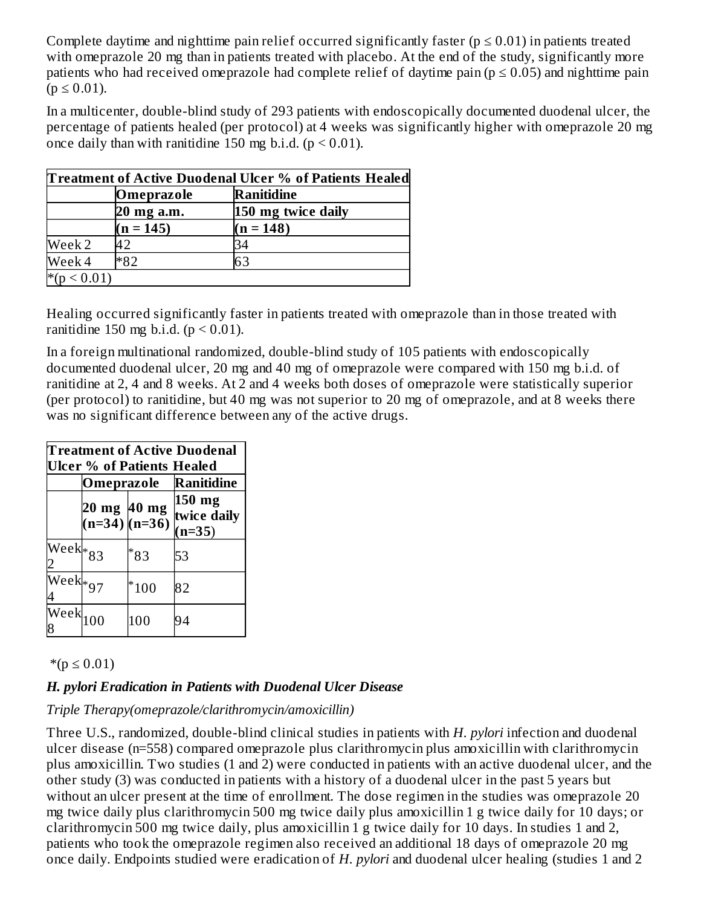Complete daytime and nighttime pain relief occurred significantly faster ($p \leq 0.01$) in patients treated with omeprazole 20 mg than in patients treated with placebo. At the end of the study, significantly more patients who had received omeprazole had complete relief of daytime pain ($p \leq 0.05$) and nighttime pain ($p \leq 0.01$).

In a multicenter, double-blind study of 293 patients with endoscopically documented duodenal ulcer, the percentage of patients healed (per protocol) at 4 weeks was significantly higher with omeprazole 20 mg once daily than with ranitidine 150 mg b.i.d. ($p < 0.01$).

| **Treatment of Active Duodenal Ulcer % of Patients Healed** | | |
|---|---|---|
| | **Omeprazole** | **Ranitidine** |
| | **20 mg a.m.** | **150 mg twice daily** |
| | **(n = 145)** | **(n = 148)** |
| Week 2 | 42 | 34 |
| Week 4 | *82 | 63 |
| *($p < 0.01$) | | |

Healing occurred significantly faster in patients treated with omeprazole than in those treated with ranitidine 150 mg b.i.d. ($p < 0.01$).

In a foreign multinational randomized, double-blind study of 105 patients with endoscopically documented duodenal ulcer, 20 mg and 40 mg of omeprazole were compared with 150 mg b.i.d. of ranitidine at 2, 4 and 8 weeks. At 2 and 4 weeks both doses of omeprazole were statistically superior (per protocol) to ranitidine, but 40 mg was not superior to 20 mg of omeprazole, and at 8 weeks there was no significant difference between any of the active drugs.

| **Treatment of Active Duodenal Ulcer % of Patients Healed** | | | |
|---|---|---|---|
| | **Omeprazole** | | **Ranitidine** |
| | **20 mg (n=34)** | **40 mg (n=36)** | **150 mg twice daily (n=35)** |
| Week 2 | *83 | *83 | 53 |
| Week 4 | *97 | *100 | 82 |
| Week 8 | 100 | 100 | 94 |

*($p \leq 0.01$)

### *H. pylori Eradication in Patients with Duodenal Ulcer Disease*

*Triple Therapy(omeprazole/clarithromycin/amoxicillin)*

Three U.S., randomized, double-blind clinical studies in patients with *H. pylori* infection and duodenal ulcer disease (n=558) compared omeprazole plus clarithromycin plus amoxicillin with clarithromycin plus amoxicillin. Two studies (1 and 2) were conducted in patients with an active duodenal ulcer, and the other study (3) was conducted in patients with a history of a duodenal ulcer in the past 5 years but without an ulcer present at the time of enrollment. The dose regimen in the studies was omeprazole 20 mg twice daily plus clarithromycin 500 mg twice daily plus amoxicillin 1 g twice daily for 10 days; or clarithromycin 500 mg twice daily, plus amoxicillin 1 g twice daily for 10 days. In studies 1 and 2, patients who took the omeprazole regimen also received an additional 18 days of omeprazole 20 mg once daily. Endpoints studied were eradication of *H. pylori* and duodenal ulcer healing (studies 1 and 2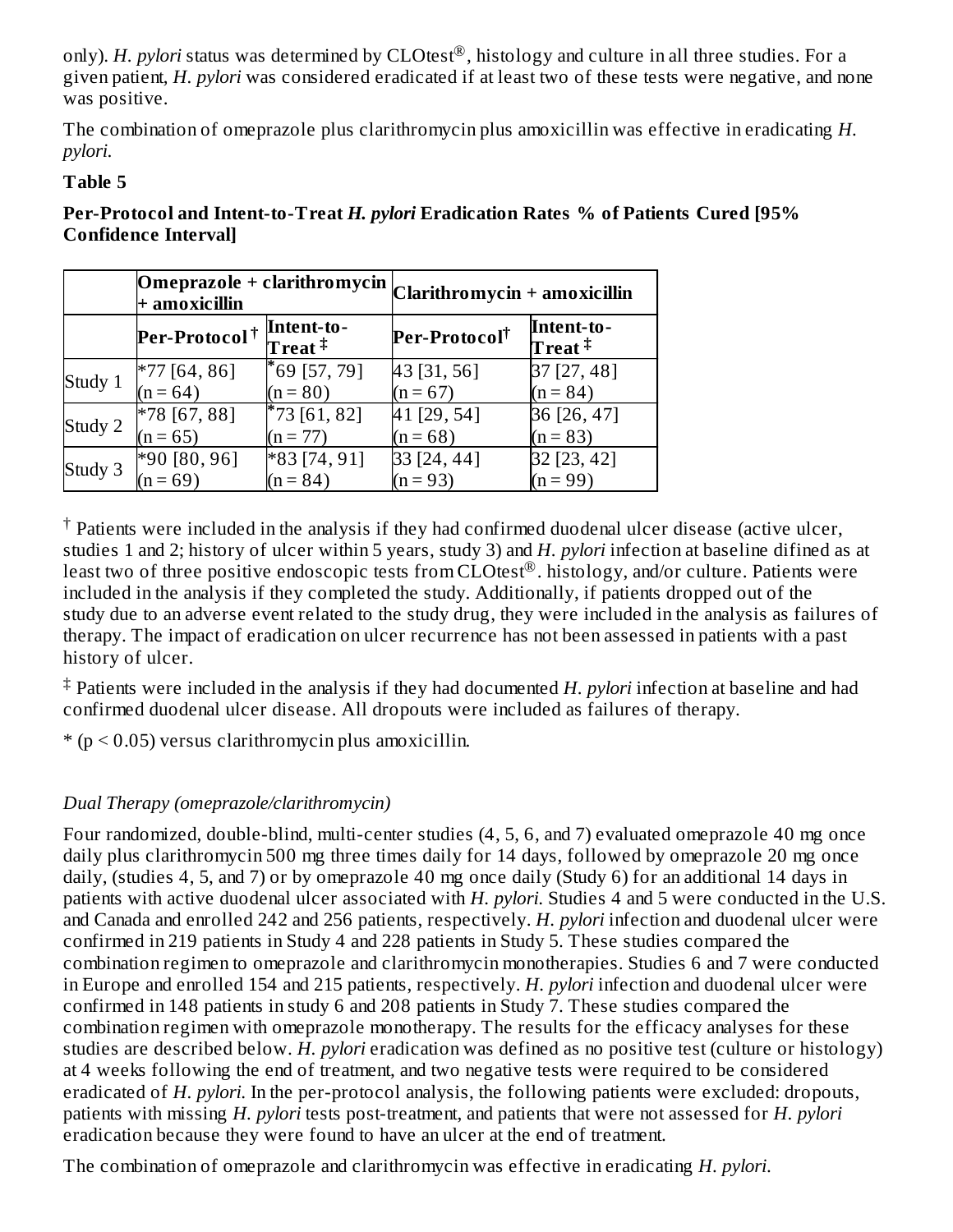only). *H. pylori* status was determined by CLOtest®, histology and culture in all three studies. For a given patient, *H. pylori* was considered eradicated if at least two of these tests were negative, and none was positive.

The combination of omeprazole plus clarithromycin plus amoxicillin was effective in eradicating *H. pylori.*

**Table 5**

**Per-Protocol and Intent-to-Treat *H. pylori* Eradication Rates % of Patients Cured [95% Confidence Interval]**

| | Omeprazole + clarithromycin + amoxicillin | | Clarithromycin + amoxicillin | |
|---|---|---|---|---|
| | Per-Protocol † | Intent-to-Treat ‡ | Per-Protocol† | Intent-to-Treat ‡ |
| Study 1 | *77 [64, 86] (n = 64) | *69 [57, 79] (n = 80) | 43 [31, 56] (n = 67) | 37 [27, 48] (n = 84) |
| Study 2 | *78 [67, 88] (n = 65) | *73 [61, 82] (n = 77) | 41 [29, 54] (n = 68) | 36 [26, 47] (n = 83) |
| Study 3 | *90 [80, 96] (n = 69) | *83 [74, 91] (n = 84) | 33 [24, 44] (n = 93) | 32 [23, 42] (n = 99) |

† Patients were included in the analysis if they had confirmed duodenal ulcer disease (active ulcer, studies 1 and 2; history of ulcer within 5 years, study 3) and *H. pylori* infection at baseline difined as at least two of three positive endoscopic tests from CLOtest®. histology, and/or culture. Patients were included in the analysis if they completed the study. Additionally, if patients dropped out of the study due to an adverse event related to the study drug, they were included in the analysis as failures of therapy. The impact of eradication on ulcer recurrence has not been assessed in patients with a past history of ulcer.

‡ Patients were included in the analysis if they had documented *H. pylori* infection at baseline and had confirmed duodenal ulcer disease. All dropouts were included as failures of therapy.

* ($p < 0.05$) versus clarithromycin plus amoxicillin.

*Dual Therapy (omeprazole/clarithromycin)*

Four randomized, double-blind, multi-center studies (4, 5, 6, and 7) evaluated omeprazole 40 mg once daily plus clarithromycin 500 mg three times daily for 14 days, followed by omeprazole 20 mg once daily, (studies 4, 5, and 7) or by omeprazole 40 mg once daily (Study 6) for an additional 14 days in patients with active duodenal ulcer associated with *H. pylori.* Studies 4 and 5 were conducted in the U.S. and Canada and enrolled 242 and 256 patients, respectively. *H. pylori* infection and duodenal ulcer were confirmed in 219 patients in Study 4 and 228 patients in Study 5. These studies compared the combination regimen to omeprazole and clarithromycin monotherapies. Studies 6 and 7 were conducted in Europe and enrolled 154 and 215 patients, respectively. *H. pylori* infection and duodenal ulcer were confirmed in 148 patients in study 6 and 208 patients in Study 7. These studies compared the combination regimen with omeprazole monotherapy. The results for the efficacy analyses for these studies are described below. *H. pylori* eradication was defined as no positive test (culture or histology) at 4 weeks following the end of treatment, and two negative tests were required to be considered eradicated of *H. pylori.* In the per-protocol analysis, the following patients were excluded: dropouts, patients with missing *H. pylori* tests post-treatment, and patients that were not assessed for *H. pylori* eradication because they were found to have an ulcer at the end of treatment.

The combination of omeprazole and clarithromycin was effective in eradicating *H. pylori.*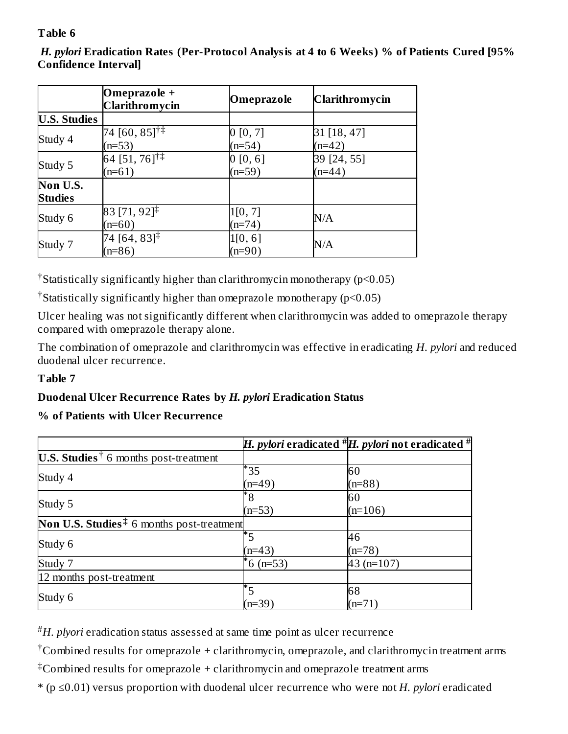**Table 6**

***H. pylori*** **Eradication Rates (Per-Protocol Analysis at 4 to 6 Weeks) % of Patients Cured [95% Confidence Interval]**

| | **Omeprazole + Clarithromycin** | **Omeprazole** | **Clarithromycin** |
|---|---|---|---|
| **U.S. Studies** | | | |
| Study 4 | 74 [60, 85][†‡] (n=53) | 0 [0, 7] (n=54) | 31 [18, 47] (n=42) |
| Study 5 | 64 [51, 76][†‡] (n=61) | 0 [0, 6] (n=59) | 39 [24, 55] (n=44) |
| **Non U.S. Studies** | | | |
| Study 6 | 83 [71, 92][‡] (n=60) | 1[0, 7] (n=74) | N/A |
| Study 7 | 74 [64, 83][‡] (n=86) | 1[0, 6] (n=90) | N/A |

[†]Statistically significantly higher than clarithromycin monotherapy ($p<0.05$)

[†]Statistically significantly higher than omeprazole monotherapy ($p<0.05$)

Ulcer healing was not significantly different when clarithromycin was added to omeprazole therapy compared with omeprazole therapy alone.

The combination of omeprazole and clarithromycin was effective in eradicating *H. pylori* and reduced duodenal ulcer recurrence.

**Table 7**

**Duodenal Ulcer Recurrence Rates by *H. pylori* Eradication Status**

**% of Patients with Ulcer Recurrence**

| | ***H. pylori*** **eradicated** [#] | ***H. pylori*** **not eradicated** [#] |
|---|---|---|
| **U.S. Studies** [†] 6 months post-treatment | | |
| Study 4 | *35 (n=49) | 60 (n=88) |
| Study 5 | *8 (n=53) | 60 (n=106) |
| **Non U.S. Studies** [‡] 6 months post-treatment | | |
| Study 6 | *5 (n=43) | 46 (n=78) |
| Study 7 | *6 (n=53) | 43 (n=107) |
| 12 months post-treatment | | |
| Study 6 | *5 (n=39) | 68 (n=71) |

[#]*H. plyori* eradication status assessed at same time point as ulcer recurrence

[†]Combined results for omeprazole + clarithromycin, omeprazole, and clarithromycin treatment arms

[‡]Combined results for omeprazole + clarithromycin and omeprazole treatment arms

* ($p \leq 0.01$) versus proportion with duodenal ulcer recurrence who were not *H. pylori* eradicated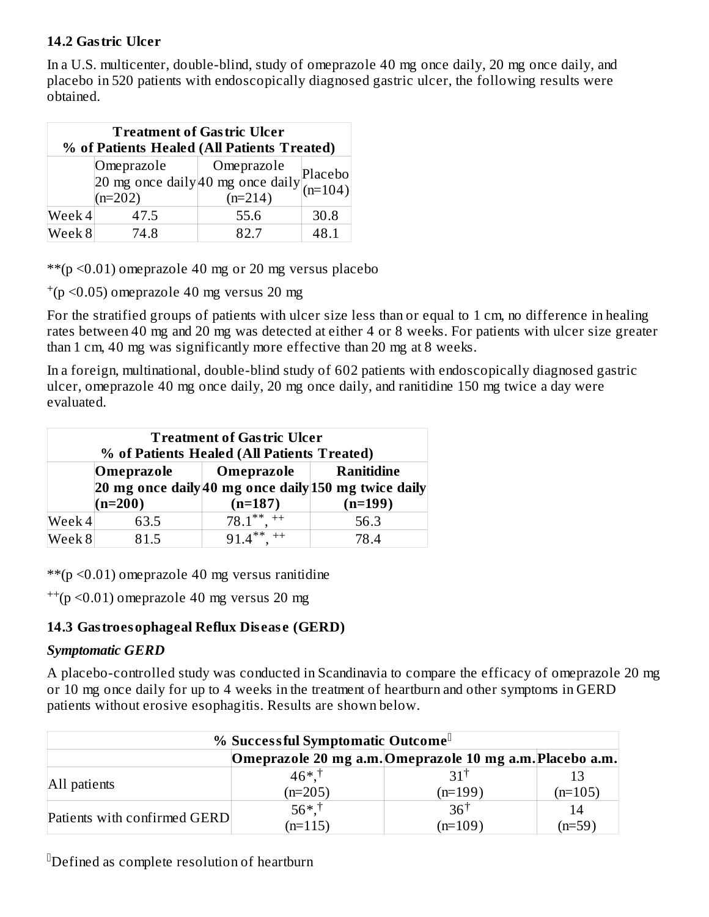### 14.2 Gastric Ulcer

In a U.S. multicenter, double-blind, study of omeprazole 40 mg once daily, 20 mg once daily, and placebo in 520 patients with endoscopically diagnosed gastric ulcer, the following results were obtained.

| Treatment of Gastric Ulcer % of Patients Healed (All Patients Treated) | | | |
|---|---|---|---|
| | Omeprazole 20 mg once daily (n=202) | Omeprazole 40 mg once daily (n=214) | Placebo (n=104) |
| Week 4 | 47.5 | 55.6 | 30.8 |
| Week 8 | 74.8 | 82.7 | 48.1 |

**(p <0.01) omeprazole 40 mg or 20 mg versus placebo

+(p <0.05) omeprazole 40 mg versus 20 mg

For the stratified groups of patients with ulcer size less than or equal to 1 cm, no difference in healing rates between 40 mg and 20 mg was detected at either 4 or 8 weeks. For patients with ulcer size greater than 1 cm, 40 mg was significantly more effective than 20 mg at 8 weeks.

In a foreign, multinational, double-blind study of 602 patients with endoscopically diagnosed gastric ulcer, omeprazole 40 mg once daily, 20 mg once daily, and ranitidine 150 mg twice a day were evaluated.

| Treatment of Gastric Ulcer % of Patients Healed (All Patients Treated) | | | |
|---|---|---|---|
| | **Omeprazole 20 mg once daily (n=200)** | **Omeprazole 40 mg once daily (n=187)** | **Ranitidine 150 mg twice daily (n=199)** |
| Week 4 | 63.5 | 78.1**, ++ | 56.3 |
| Week 8 | 81.5 | 91.4**, ++ | 78.4 |

**(p <0.01) omeprazole 40 mg versus ranitidine

++(p <0.01) omeprazole 40 mg versus 20 mg

### 14.3 Gastroesophageal Reflux Disease (GERD)

***Symptomatic GERD***

A placebo-controlled study was conducted in Scandinavia to compare the efficacy of omeprazole 20 mg or 10 mg once daily for up to 4 weeks in the treatment of heartburn and other symptoms in GERD patients without erosive esophagitis. Results are shown below.

| % Successful Symptomatic Outcome[a] | | | |
|---|---|---|---|
| | **Omeprazole 20 mg a.m.** | **Omeprazole 10 mg a.m.** | **Placebo a.m.** |
| All patients | 46*,† (n=205) | 31† (n=199) | 13 (n=105) |
| Patients with confirmed GERD | 56*,† (n=115) | 36† (n=109) | 14 (n=59) |

[a]Defined as complete resolution of heartburn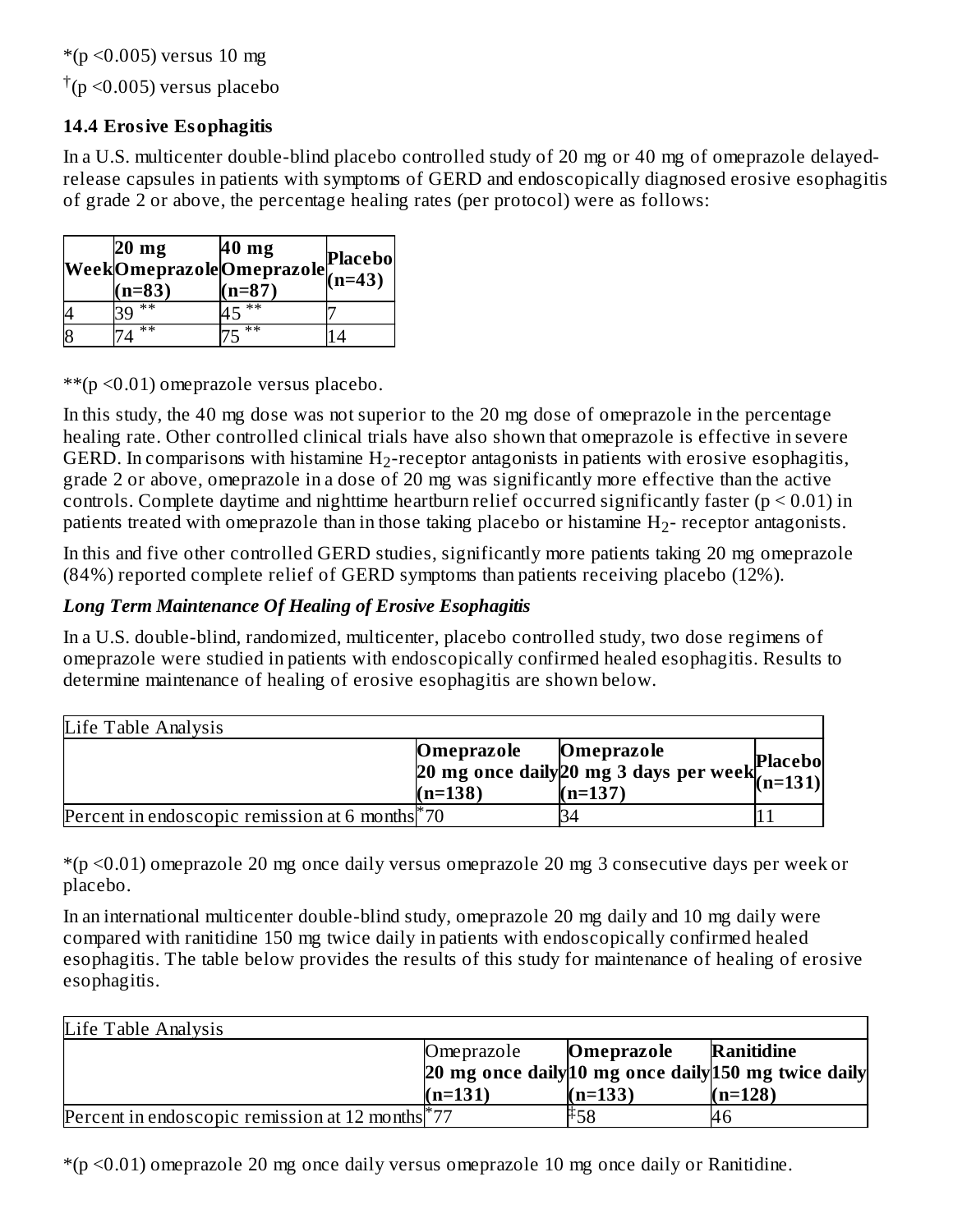*(p <0.005) versus 10 mg

†(p <0.005) versus placebo

### 14.4 Erosive Esophagitis

In a U.S. multicenter double-blind placebo controlled study of 20 mg or 40 mg of omeprazole delayed-release capsules in patients with symptoms of GERD and endoscopically diagnosed erosive esophagitis of grade 2 or above, the percentage healing rates (per protocol) were as follows:

| Week | 20 mg Omeprazole (n=83) | 40 mg Omeprazole (n=87) | Placebo (n=43) |
|---|---|---|---|
| 4 | 39 ** | 45 ** | 7 |
| 8 | 74 ** | 75 ** | 14 |

**(p <0.01) omeprazole versus placebo.

In this study, the 40 mg dose was not superior to the 20 mg dose of omeprazole in the percentage healing rate. Other controlled clinical trials have also shown that omeprazole is effective in severe GERD. In comparisons with histamine $H_2$-receptor antagonists in patients with erosive esophagitis, grade 2 or above, omeprazole in a dose of 20 mg was significantly more effective than the active controls. Complete daytime and nighttime heartburn relief occurred significantly faster ($p < 0.01$) in patients treated with omeprazole than in those taking placebo or histamine $H_2$- receptor antagonists.

In this and five other controlled GERD studies, significantly more patients taking 20 mg omeprazole (84%) reported complete relief of GERD symptoms than patients receiving placebo (12%).

***Long Term Maintenance Of Healing of Erosive Esophagitis***

In a U.S. double-blind, randomized, multicenter, placebo controlled study, two dose regimens of omeprazole were studied in patients with endoscopically confirmed healed esophagitis. Results to determine maintenance of healing of erosive esophagitis are shown below.

| Life Table Analysis | | | |
|---|---|---|---|
| | **Omeprazole 20 mg once daily (n=138)** | **Omeprazole 20 mg 3 days per week (n=137)** | **Placebo (n=131)** |
| Percent in endoscopic remission at 6 months | *70 | 34 | 11 |

*(p <0.01) omeprazole 20 mg once daily versus omeprazole 20 mg 3 consecutive days per week or placebo.

In an international multicenter double-blind study, omeprazole 20 mg daily and 10 mg daily were compared with ranitidine 150 mg twice daily in patients with endoscopically confirmed healed esophagitis. The table below provides the results of this study for maintenance of healing of erosive esophagitis.

| Life Table Analysis | | | |
|---|---|---|---|
| | Omeprazole **20 mg once daily (n=131)** | **Omeprazole 10 mg once daily (n=133)** | **Ranitidine 150 mg twice daily (n=128)** |
| Percent in endoscopic remission at 12 months | *77 | ‡58 | 46 |

*(p <0.01) omeprazole 20 mg once daily versus omeprazole 10 mg once daily or Ranitidine.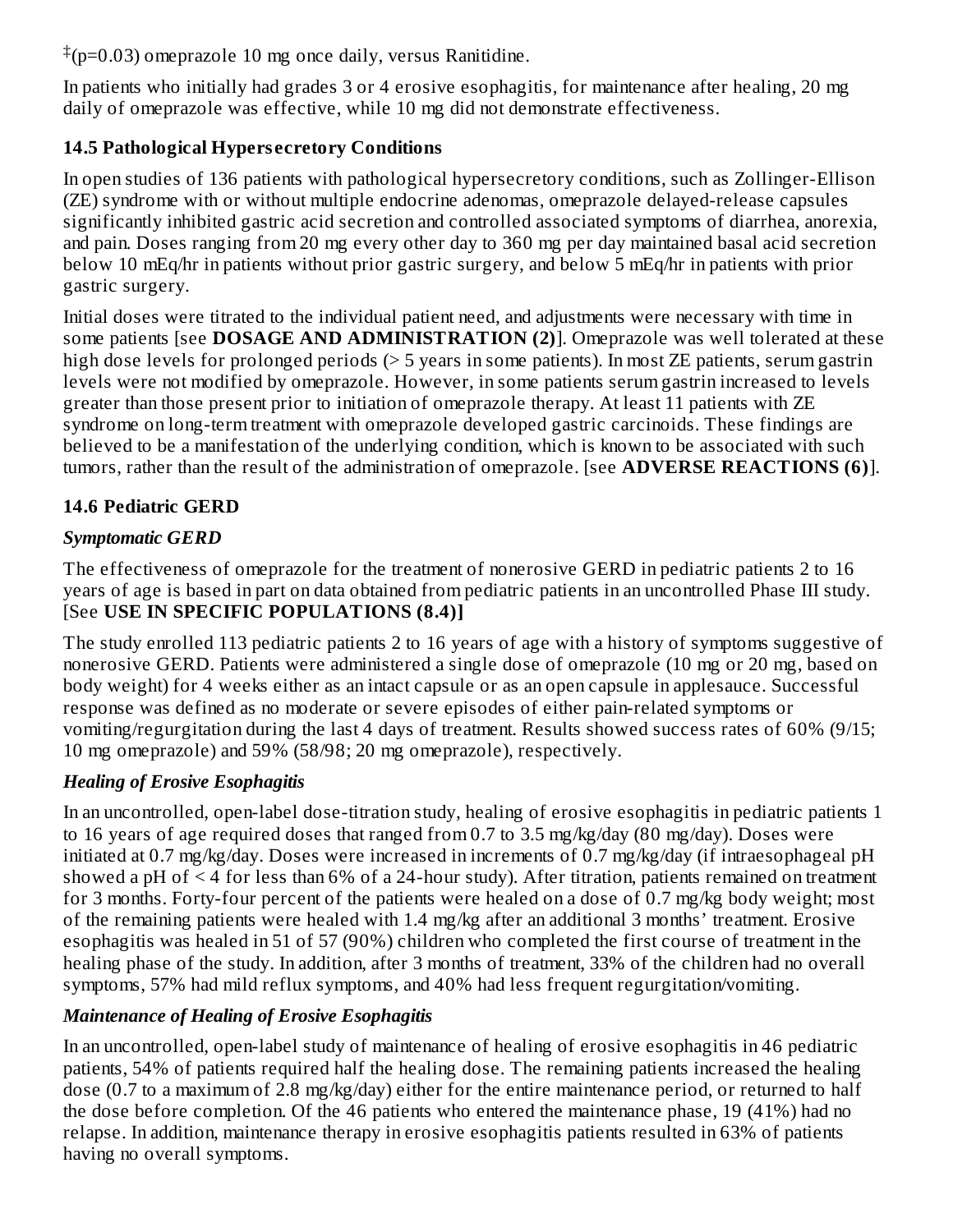[‡](p=0.03) omeprazole 10 mg once daily, versus Ranitidine.

In patients who initially had grades 3 or 4 erosive esophagitis, for maintenance after healing, 20 mg daily of omeprazole was effective, while 10 mg did not demonstrate effectiveness.

### 14.5 Pathological Hypersecretory Conditions

In open studies of 136 patients with pathological hypersecretory conditions, such as Zollinger-Ellison (ZE) syndrome with or without multiple endocrine adenomas, omeprazole delayed-release capsules significantly inhibited gastric acid secretion and controlled associated symptoms of diarrhea, anorexia, and pain. Doses ranging from 20 mg every other day to 360 mg per day maintained basal acid secretion below 10 mEq/hr in patients without prior gastric surgery, and below 5 mEq/hr in patients with prior gastric surgery.

Initial doses were titrated to the individual patient need, and adjustments were necessary with time in some patients [see **DOSAGE AND ADMINISTRATION (2)**]. Omeprazole was well tolerated at these high dose levels for prolonged periods (> 5 years in some patients). In most ZE patients, serum gastrin levels were not modified by omeprazole. However, in some patients serum gastrin increased to levels greater than those present prior to initiation of omeprazole therapy. At least 11 patients with ZE syndrome on long-term treatment with omeprazole developed gastric carcinoids. These findings are believed to be a manifestation of the underlying condition, which is known to be associated with such tumors, rather than the result of the administration of omeprazole. [see **ADVERSE REACTIONS (6)**].

### 14.6 Pediatric GERD

#### *Symptomatic GERD*

The effectiveness of omeprazole for the treatment of nonerosive GERD in pediatric patients 2 to 16 years of age is based in part on data obtained from pediatric patients in an uncontrolled Phase III study. [See **USE IN SPECIFIC POPULATIONS (8.4)]**

The study enrolled 113 pediatric patients 2 to 16 years of age with a history of symptoms suggestive of nonerosive GERD. Patients were administered a single dose of omeprazole (10 mg or 20 mg, based on body weight) for 4 weeks either as an intact capsule or as an open capsule in applesauce. Successful response was defined as no moderate or severe episodes of either pain-related symptoms or vomiting/regurgitation during the last 4 days of treatment. Results showed success rates of 60% (9/15; 10 mg omeprazole) and 59% (58/98; 20 mg omeprazole), respectively.

#### *Healing of Erosive Esophagitis*

In an uncontrolled, open-label dose-titration study, healing of erosive esophagitis in pediatric patients 1 to 16 years of age required doses that ranged from 0.7 to 3.5 mg/kg/day (80 mg/day). Doses were initiated at 0.7 mg/kg/day. Doses were increased in increments of 0.7 mg/kg/day (if intraesophageal pH showed a pH of < 4 for less than 6% of a 24-hour study). After titration, patients remained on treatment for 3 months. Forty-four percent of the patients were healed on a dose of 0.7 mg/kg body weight; most of the remaining patients were healed with 1.4 mg/kg after an additional 3 months' treatment. Erosive esophagitis was healed in 51 of 57 (90%) children who completed the first course of treatment in the healing phase of the study. In addition, after 3 months of treatment, 33% of the children had no overall symptoms, 57% had mild reflux symptoms, and 40% had less frequent regurgitation/vomiting.

#### *Maintenance of Healing of Erosive Esophagitis*

In an uncontrolled, open-label study of maintenance of healing of erosive esophagitis in 46 pediatric patients, 54% of patients required half the healing dose. The remaining patients increased the healing dose (0.7 to a maximum of 2.8 mg/kg/day) either for the entire maintenance period, or returned to half the dose before completion. Of the 46 patients who entered the maintenance phase, 19 (41%) had no relapse. In addition, maintenance therapy in erosive esophagitis patients resulted in 63% of patients having no overall symptoms.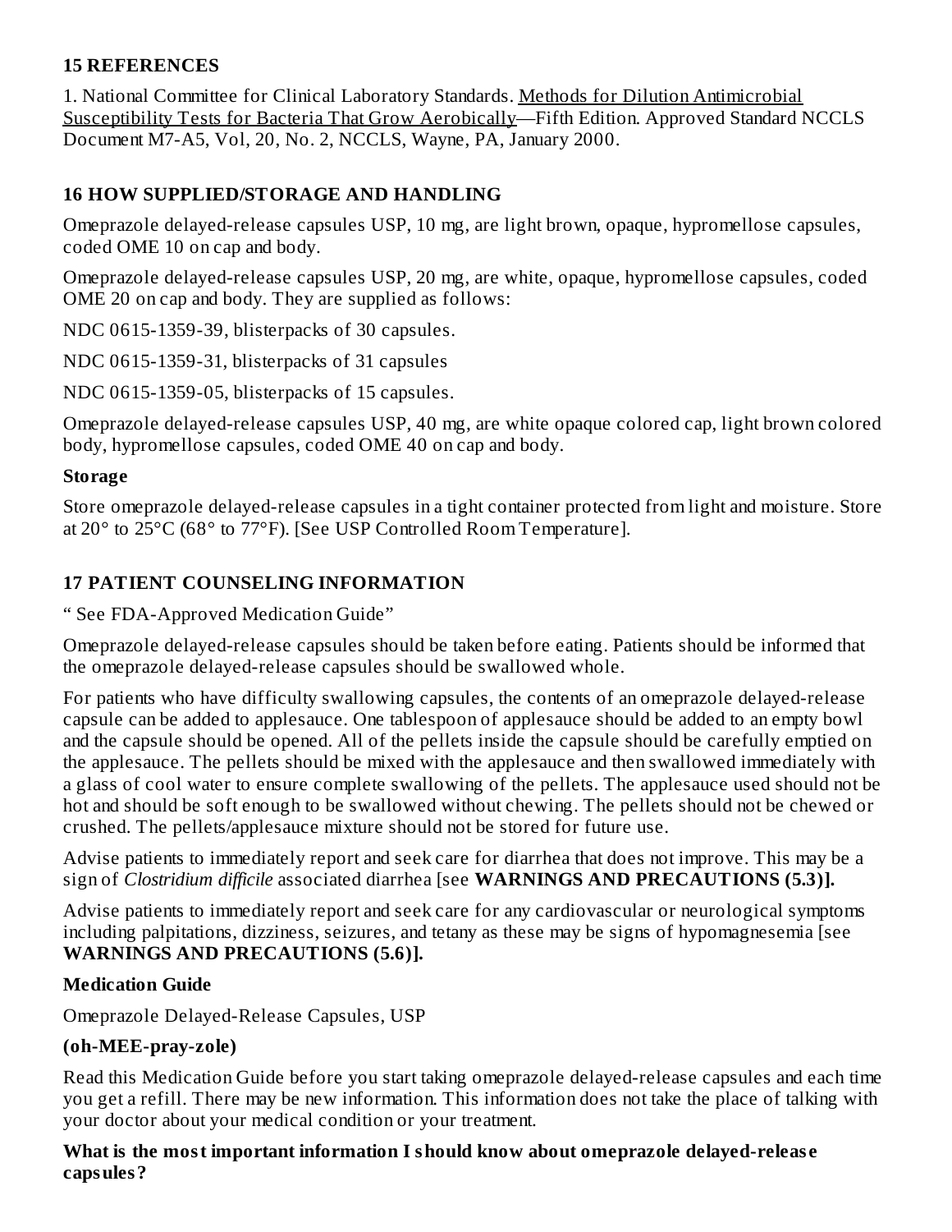## 15 REFERENCES

1. National Committee for Clinical Laboratory Standards. Methods for Dilution Antimicrobial Susceptibility Tests for Bacteria That Grow Aerobically—Fifth Edition. Approved Standard NCCLS Document M7-A5, Vol, 20, No. 2, NCCLS, Wayne, PA, January 2000.

## 16 HOW SUPPLIED/STORAGE AND HANDLING

Omeprazole delayed-release capsules USP, 10 mg, are light brown, opaque, hypromellose capsules, coded OME 10 on cap and body.

Omeprazole delayed-release capsules USP, 20 mg, are white, opaque, hypromellose capsules, coded OME 20 on cap and body. They are supplied as follows:

NDC 0615-1359-39, blisterpacks of 30 capsules.

NDC 0615-1359-31, blisterpacks of 31 capsules

NDC 0615-1359-05, blisterpacks of 15 capsules.

Omeprazole delayed-release capsules USP, 40 mg, are white opaque colored cap, light brown colored body, hypromellose capsules, coded OME 40 on cap and body.

**Storage**

Store omeprazole delayed-release capsules in a tight container protected from light and moisture. Store at 20° to 25°C (68° to 77°F). [See USP Controlled Room Temperature].

## 17 PATIENT COUNSELING INFORMATION

" See FDA-Approved Medication Guide"

Omeprazole delayed-release capsules should be taken before eating. Patients should be informed that the omeprazole delayed-release capsules should be swallowed whole.

For patients who have difficulty swallowing capsules, the contents of an omeprazole delayed-release capsule can be added to applesauce. One tablespoon of applesauce should be added to an empty bowl and the capsule should be opened. All of the pellets inside the capsule should be carefully emptied on the applesauce. The pellets should be mixed with the applesauce and then swallowed immediately with a glass of cool water to ensure complete swallowing of the pellets. The applesauce used should not be hot and should be soft enough to be swallowed without chewing. The pellets should not be chewed or crushed. The pellets/applesauce mixture should not be stored for future use.

Advise patients to immediately report and seek care for diarrhea that does not improve. This may be a sign of *Clostridium difficile* associated diarrhea [see **WARNINGS AND PRECAUTIONS (5.3)].**

Advise patients to immediately report and seek care for any cardiovascular or neurological symptoms including palpitations, dizziness, seizures, and tetany as these may be signs of hypomagnesemia [see **WARNINGS AND PRECAUTIONS (5.6)].**

**Medication Guide**

Omeprazole Delayed-Release Capsules, USP

**(oh-MEE-pray-zole)**

Read this Medication Guide before you start taking omeprazole delayed-release capsules and each time you get a refill. There may be new information. This information does not take the place of talking with your doctor about your medical condition or your treatment.

**What is the most important information I should know about omeprazole delayed-release capsules?**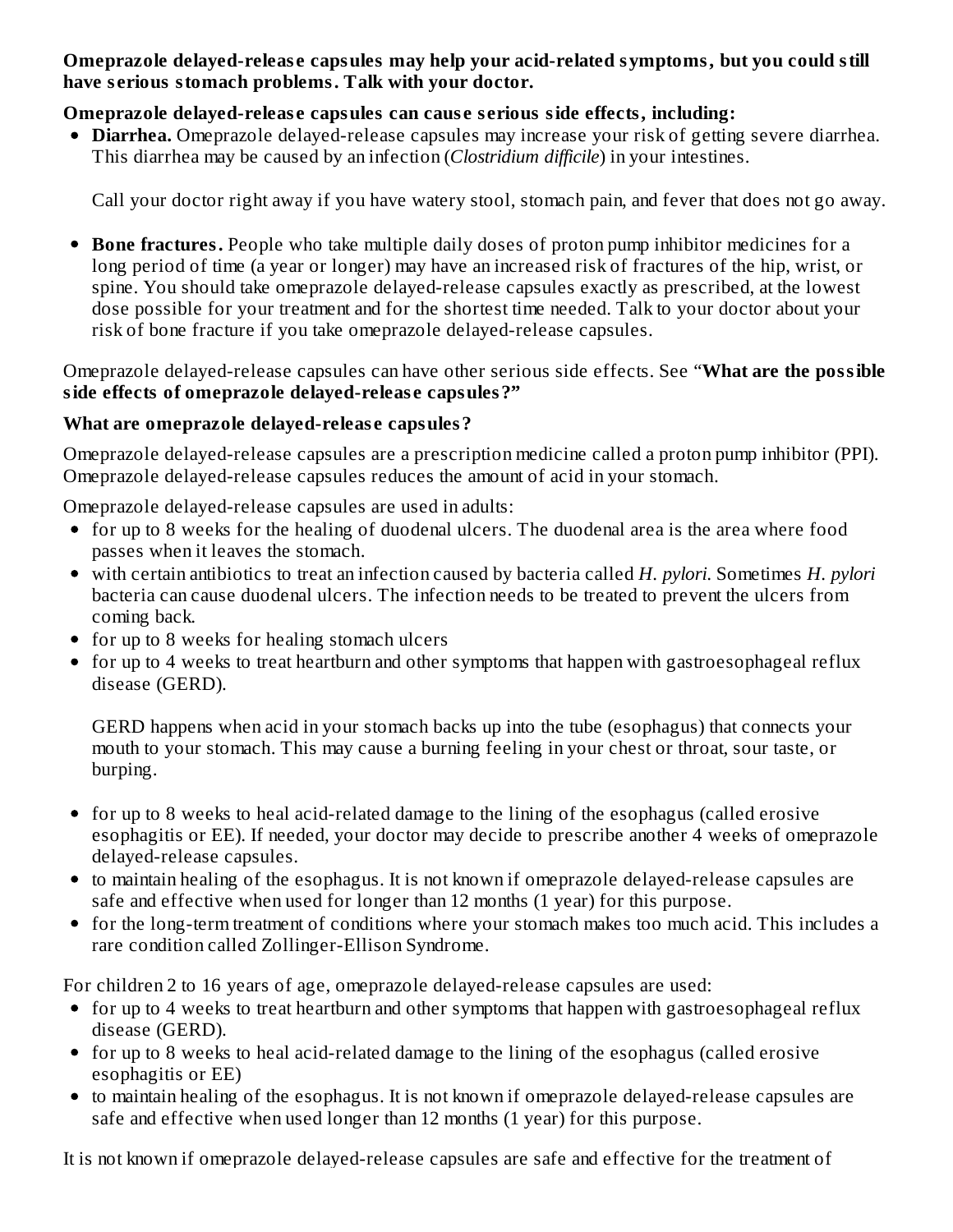**Omeprazole delayed-release capsules may help your acid-related symptoms, but you could still have serious stomach problems. Talk with your doctor.**

**Omeprazole delayed-release capsules can cause serious side effects, including:**

- **Diarrhea.** Omeprazole delayed-release capsules may increase your risk of getting severe diarrhea. This diarrhea may be caused by an infection (*Clostridium difficile*) in your intestines.

  Call your doctor right away if you have watery stool, stomach pain, and fever that does not go away.

- **Bone fractures.** People who take multiple daily doses of proton pump inhibitor medicines for a long period of time (a year or longer) may have an increased risk of fractures of the hip, wrist, or spine. You should take omeprazole delayed-release capsules exactly as prescribed, at the lowest dose possible for your treatment and for the shortest time needed. Talk to your doctor about your risk of bone fracture if you take omeprazole delayed-release capsules.

Omeprazole delayed-release capsules can have other serious side effects. See "**What are the possible side effects of omeprazole delayed-release capsules?"**

**What are omeprazole delayed-release capsules?**

Omeprazole delayed-release capsules are a prescription medicine called a proton pump inhibitor (PPI). Omeprazole delayed-release capsules reduces the amount of acid in your stomach.

Omeprazole delayed-release capsules are used in adults:

- for up to 8 weeks for the healing of duodenal ulcers. The duodenal area is the area where food passes when it leaves the stomach.
- with certain antibiotics to treat an infection caused by bacteria called *H. pylori*. Sometimes *H. pylori* bacteria can cause duodenal ulcers. The infection needs to be treated to prevent the ulcers from coming back.
- for up to 8 weeks for healing stomach ulcers
- for up to 4 weeks to treat heartburn and other symptoms that happen with gastroesophageal reflux disease (GERD).

  GERD happens when acid in your stomach backs up into the tube (esophagus) that connects your mouth to your stomach. This may cause a burning feeling in your chest or throat, sour taste, or burping.

- for up to 8 weeks to heal acid-related damage to the lining of the esophagus (called erosive esophagitis or EE). If needed, your doctor may decide to prescribe another 4 weeks of omeprazole delayed-release capsules.
- to maintain healing of the esophagus. It is not known if omeprazole delayed-release capsules are safe and effective when used for longer than 12 months (1 year) for this purpose.
- for the long-term treatment of conditions where your stomach makes too much acid. This includes a rare condition called Zollinger-Ellison Syndrome.

For children 2 to 16 years of age, omeprazole delayed-release capsules are used:

- for up to 4 weeks to treat heartburn and other symptoms that happen with gastroesophageal reflux disease (GERD).
- for up to 8 weeks to heal acid-related damage to the lining of the esophagus (called erosive esophagitis or EE)
- to maintain healing of the esophagus. It is not known if omeprazole delayed-release capsules are safe and effective when used longer than 12 months (1 year) for this purpose.

It is not known if omeprazole delayed-release capsules are safe and effective for the treatment of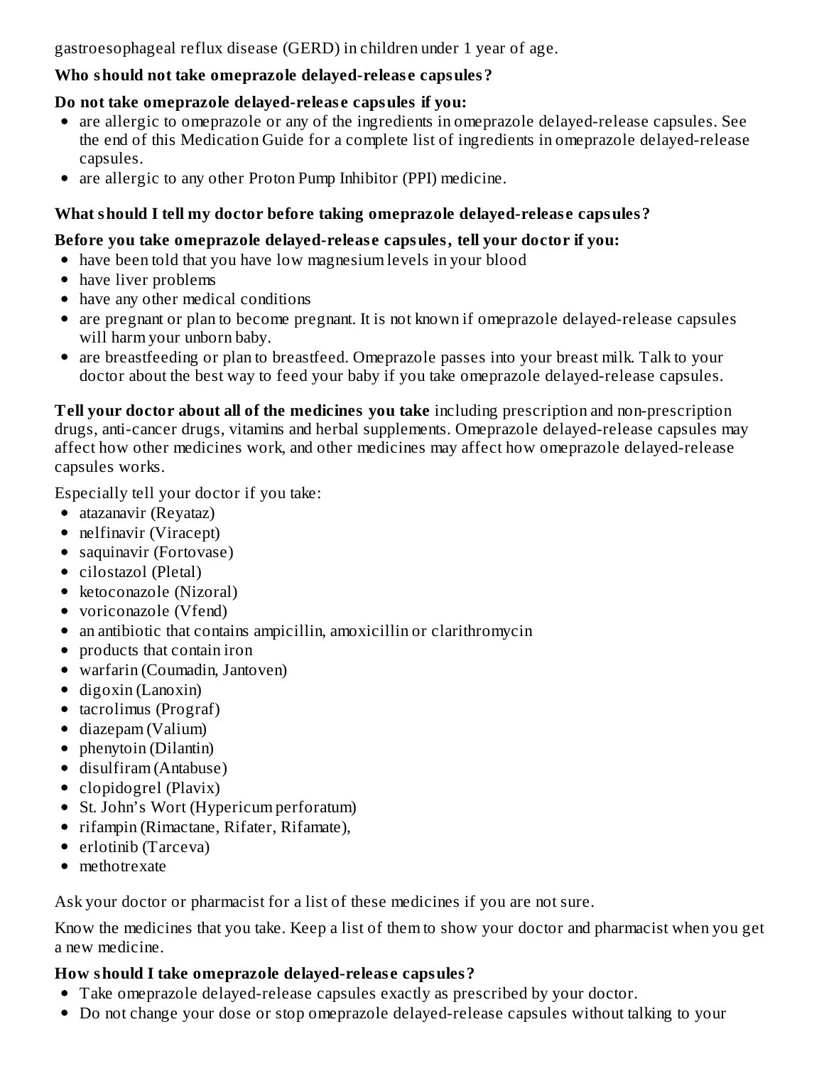gastroesophageal reflux disease (GERD) in children under 1 year of age.

**Who should not take omeprazole delayed-release capsules?**

**Do not take omeprazole delayed-release capsules if you:**

- are allergic to omeprazole or any of the ingredients in omeprazole delayed-release capsules. See the end of this Medication Guide for a complete list of ingredients in omeprazole delayed-release capsules.
- are allergic to any other Proton Pump Inhibitor (PPI) medicine.

**What should I tell my doctor before taking omeprazole delayed-release capsules?**

**Before you take omeprazole delayed-release capsules, tell your doctor if you:**

- have been told that you have low magnesium levels in your blood
- have liver problems
- have any other medical conditions
- are pregnant or plan to become pregnant. It is not known if omeprazole delayed-release capsules will harm your unborn baby.
- are breastfeeding or plan to breastfeed. Omeprazole passes into your breast milk. Talk to your doctor about the best way to feed your baby if you take omeprazole delayed-release capsules.

**Tell your doctor about all of the medicines you take** including prescription and non-prescription drugs, anti-cancer drugs, vitamins and herbal supplements. Omeprazole delayed-release capsules may affect how other medicines work, and other medicines may affect how omeprazole delayed-release capsules works.

Especially tell your doctor if you take:

- atazanavir (Reyataz)
- nelfinavir (Viracept)
- saquinavir (Fortovase)
- cilostazol (Pletal)
- ketoconazole (Nizoral)
- voriconazole (Vfend)
- an antibiotic that contains ampicillin, amoxicillin or clarithromycin
- products that contain iron
- warfarin (Coumadin, Jantoven)
- digoxin (Lanoxin)
- tacrolimus (Prograf)
- diazepam (Valium)
- phenytoin (Dilantin)
- disulfiram (Antabuse)
- clopidogrel (Plavix)
- St. John's Wort (Hypericum perforatum)
- rifampin (Rimactane, Rifater, Rifamate),
- erlotinib (Tarceva)
- methotrexate

Ask your doctor or pharmacist for a list of these medicines if you are not sure.

Know the medicines that you take. Keep a list of them to show your doctor and pharmacist when you get a new medicine.

**How should I take omeprazole delayed-release capsules?**

- Take omeprazole delayed-release capsules exactly as prescribed by your doctor.
- Do not change your dose or stop omeprazole delayed-release capsules without talking to your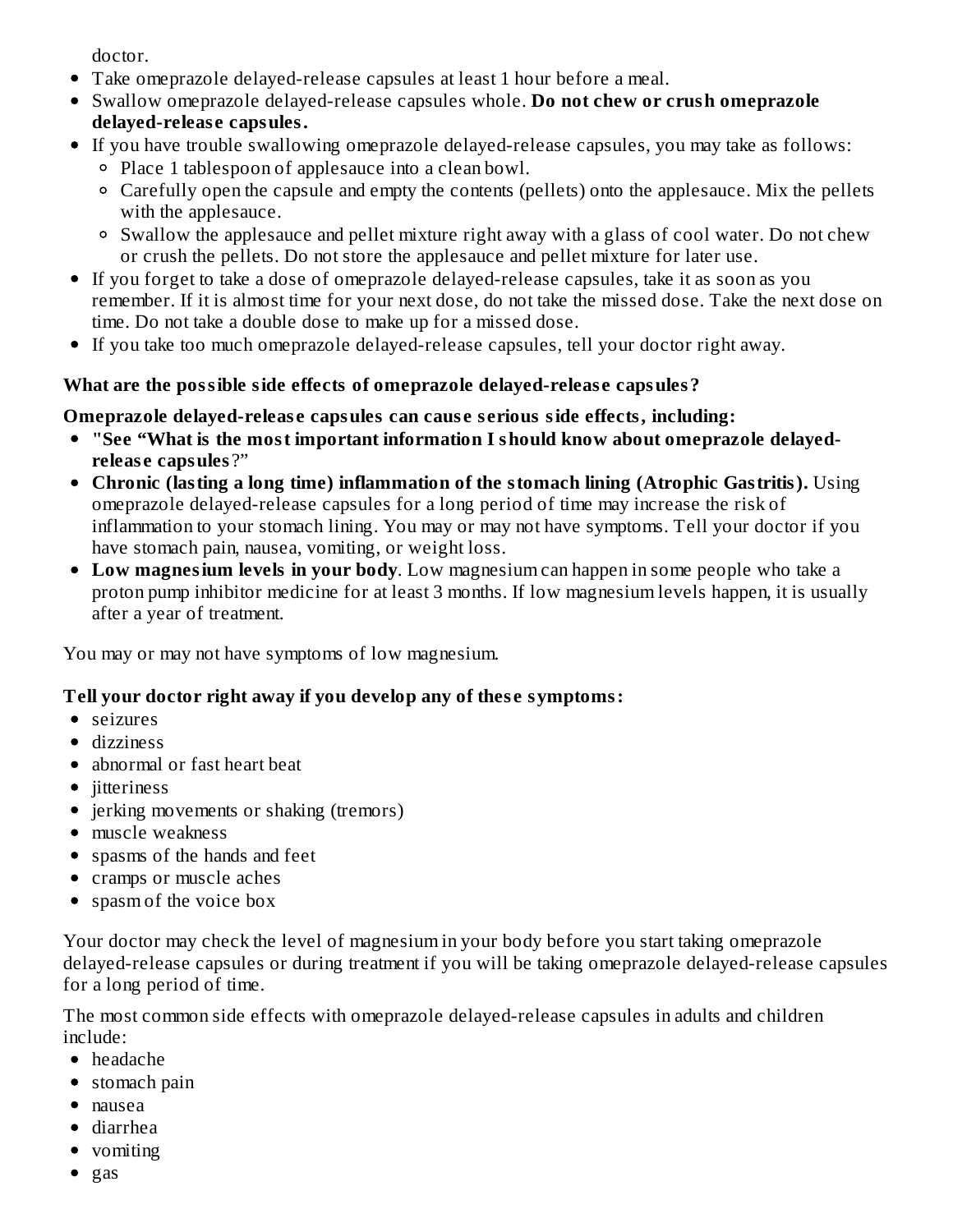doctor.

- Take omeprazole delayed-release capsules at least 1 hour before a meal.
- Swallow omeprazole delayed-release capsules whole. **Do not chew or crush omeprazole delayed-release capsules.**
- If you have trouble swallowing omeprazole delayed-release capsules, you may take as follows:
  - Place 1 tablespoon of applesauce into a clean bowl.
  - Carefully open the capsule and empty the contents (pellets) onto the applesauce. Mix the pellets with the applesauce.
  - Swallow the applesauce and pellet mixture right away with a glass of cool water. Do not chew or crush the pellets. Do not store the applesauce and pellet mixture for later use.
- If you forget to take a dose of omeprazole delayed-release capsules, take it as soon as you remember. If it is almost time for your next dose, do not take the missed dose. Take the next dose on time. Do not take a double dose to make up for a missed dose.
- If you take too much omeprazole delayed-release capsules, tell your doctor right away.

**What are the possible side effects of omeprazole delayed-release capsules?**

**Omeprazole delayed-release capsules can cause serious side effects, including:**

- **"See "What is the most important information I should know about omeprazole delayed-release capsules**?"
- **Chronic (lasting a long time) inflammation of the stomach lining (Atrophic Gastritis).** Using omeprazole delayed-release capsules for a long period of time may increase the risk of inflammation to your stomach lining. You may or may not have symptoms. Tell your doctor if you have stomach pain, nausea, vomiting, or weight loss.
- **Low magnesium levels in your body**. Low magnesium can happen in some people who take a proton pump inhibitor medicine for at least 3 months. If low magnesium levels happen, it is usually after a year of treatment.

You may or may not have symptoms of low magnesium.

**Tell your doctor right away if you develop any of these symptoms:**

- seizures
- dizziness
- abnormal or fast heart beat
- jitteriness
- jerking movements or shaking (tremors)
- muscle weakness
- spasms of the hands and feet
- cramps or muscle aches
- spasm of the voice box

Your doctor may check the level of magnesium in your body before you start taking omeprazole delayed-release capsules or during treatment if you will be taking omeprazole delayed-release capsules for a long period of time.

The most common side effects with omeprazole delayed-release capsules in adults and children include:

- headache
- stomach pain
- nausea
- diarrhea
- vomiting
- gas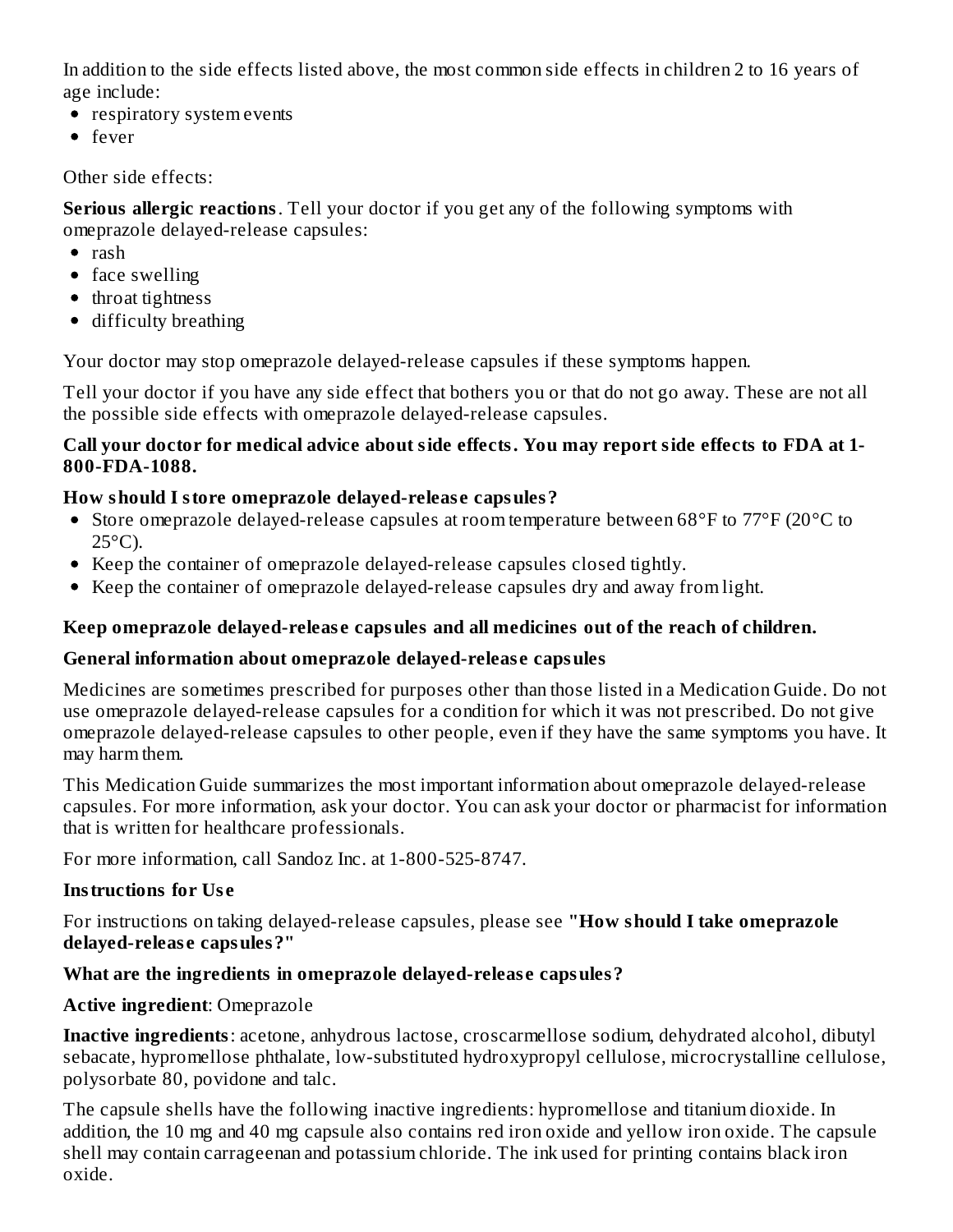In addition to the side effects listed above, the most common side effects in children 2 to 16 years of age include:

- respiratory system events
- fever

Other side effects:

**Serious allergic reactions**. Tell your doctor if you get any of the following symptoms with omeprazole delayed-release capsules:

- rash
- face swelling
- throat tightness
- difficulty breathing

Your doctor may stop omeprazole delayed-release capsules if these symptoms happen.

Tell your doctor if you have any side effect that bothers you or that do not go away. These are not all the possible side effects with omeprazole delayed-release capsules.

**Call your doctor for medical advice about side effects. You may report side effects to FDA at 1-800-FDA-1088.**

**How should I store omeprazole delayed-release capsules?**

- Store omeprazole delayed-release capsules at room temperature between 68°F to 77°F (20°C to 25°C).
- Keep the container of omeprazole delayed-release capsules closed tightly.
- Keep the container of omeprazole delayed-release capsules dry and away from light.

**Keep omeprazole delayed-release capsules and all medicines out of the reach of children.**

**General information about omeprazole delayed-release capsules**

Medicines are sometimes prescribed for purposes other than those listed in a Medication Guide. Do not use omeprazole delayed-release capsules for a condition for which it was not prescribed. Do not give omeprazole delayed-release capsules to other people, even if they have the same symptoms you have. It may harm them.

This Medication Guide summarizes the most important information about omeprazole delayed-release capsules. For more information, ask your doctor. You can ask your doctor or pharmacist for information that is written for healthcare professionals.

For more information, call Sandoz Inc. at 1-800-525-8747.

**Instructions for Use**

For instructions on taking delayed-release capsules, please see **"How should I take omeprazole delayed-release capsules?"**

**What are the ingredients in omeprazole delayed-release capsules?**

**Active ingredient**: Omeprazole

**Inactive ingredients**: acetone, anhydrous lactose, croscarmellose sodium, dehydrated alcohol, dibutyl sebacate, hypromellose phthalate, low-substituted hydroxypropyl cellulose, microcrystalline cellulose, polysorbate 80, povidone and talc.

The capsule shells have the following inactive ingredients: hypromellose and titanium dioxide. In addition, the 10 mg and 40 mg capsule also contains red iron oxide and yellow iron oxide. The capsule shell may contain carrageenan and potassium chloride. The ink used for printing contains black iron oxide.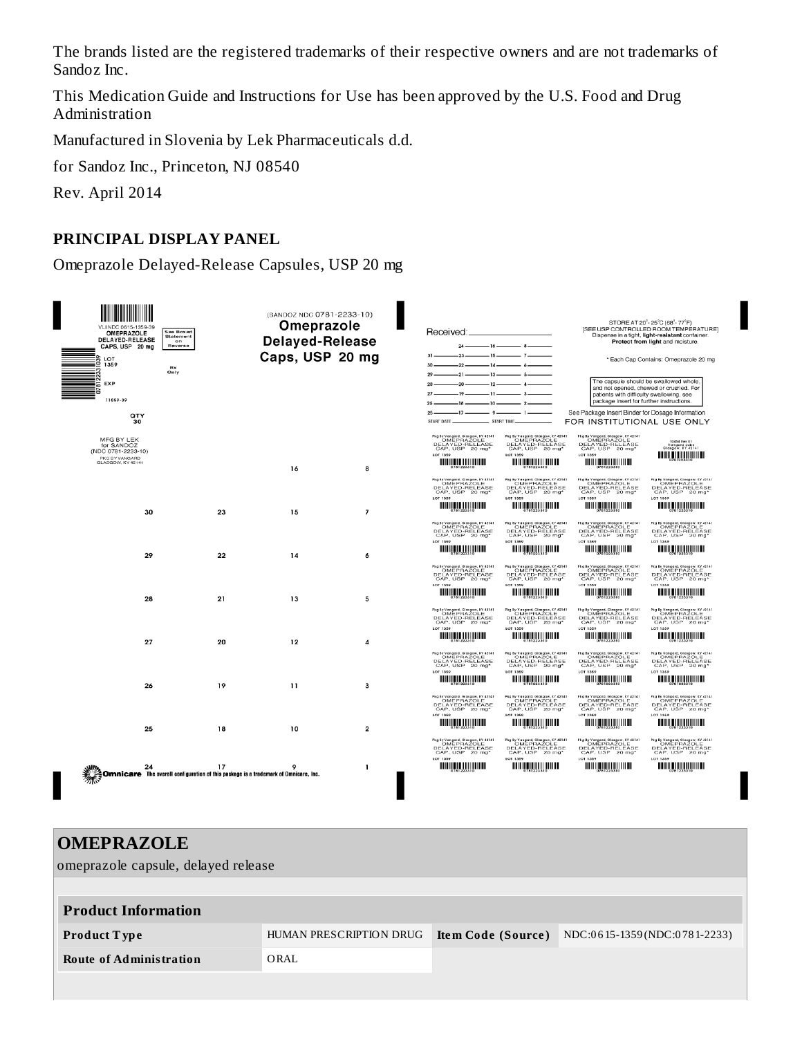The brands listed are the registered trademarks of their respective owners and are not trademarks of Sandoz Inc.

This Medication Guide and Instructions for Use has been approved by the U.S. Food and Drug Administration

Manufactured in Slovenia by Lek Pharmaceuticals d.d.

for Sandoz Inc., Princeton, NJ 08540

Rev. April 2014

## PRINCIPAL DISPLAY PANEL

Omeprazole Delayed-Release Capsules, USP 20 mg

VLI NDC 0615-1359-39
OMEPRAZOLE DELAYED-RELEASE CAPS, USP 20 mg
See Boxed Statement on Reverse
LOT 1359
Rx Only
EXP
11869-39
QTY 30
MFG BY LEK for SANDOZ (NDC 0781-2233-10)
PKG BY VANGARD GLASGOW, KY 42141

(SANDOZ NDC 0781-2233-10)
Omeprazole Delayed-Release Caps, USP 20 mg

Omnicare The overall configuration of this package is a trademark of Omnicare, Inc.

Received:

START DATE START TIME

STORE AT 20°-25°C (68°-77°F) [SEE USP CONTROLLED ROOM TEMPERATURE] Dispense in a tight, light-resistant container. Protect from light and moisture.

* Each Cap Contains: Omeprazole 20 mg

The capsule should be swallowed whole, and not opened, chewed or crushed. For patients with difficulty swallowing, see package insert for further instructions.

See Package Insert Binder for Dosage Information

FOR INSTITUTIONAL USE ONLY

Pkg By Vangard, Glasgow, KY 42141
OMEPRAZOLE DELAYED-RELEASE CAP, USP 20 mg*
LOT 1359

## OMEPRAZOLE

omeprazole capsule, delayed release

| Product Information | | | |
|---|---|---|---|
| Product Type | HUMAN PRESCRIPTION DRUG | Item Code (Source) | NDC:0615-1359(NDC:0781-2233) |
| Route of Administration | ORAL | | |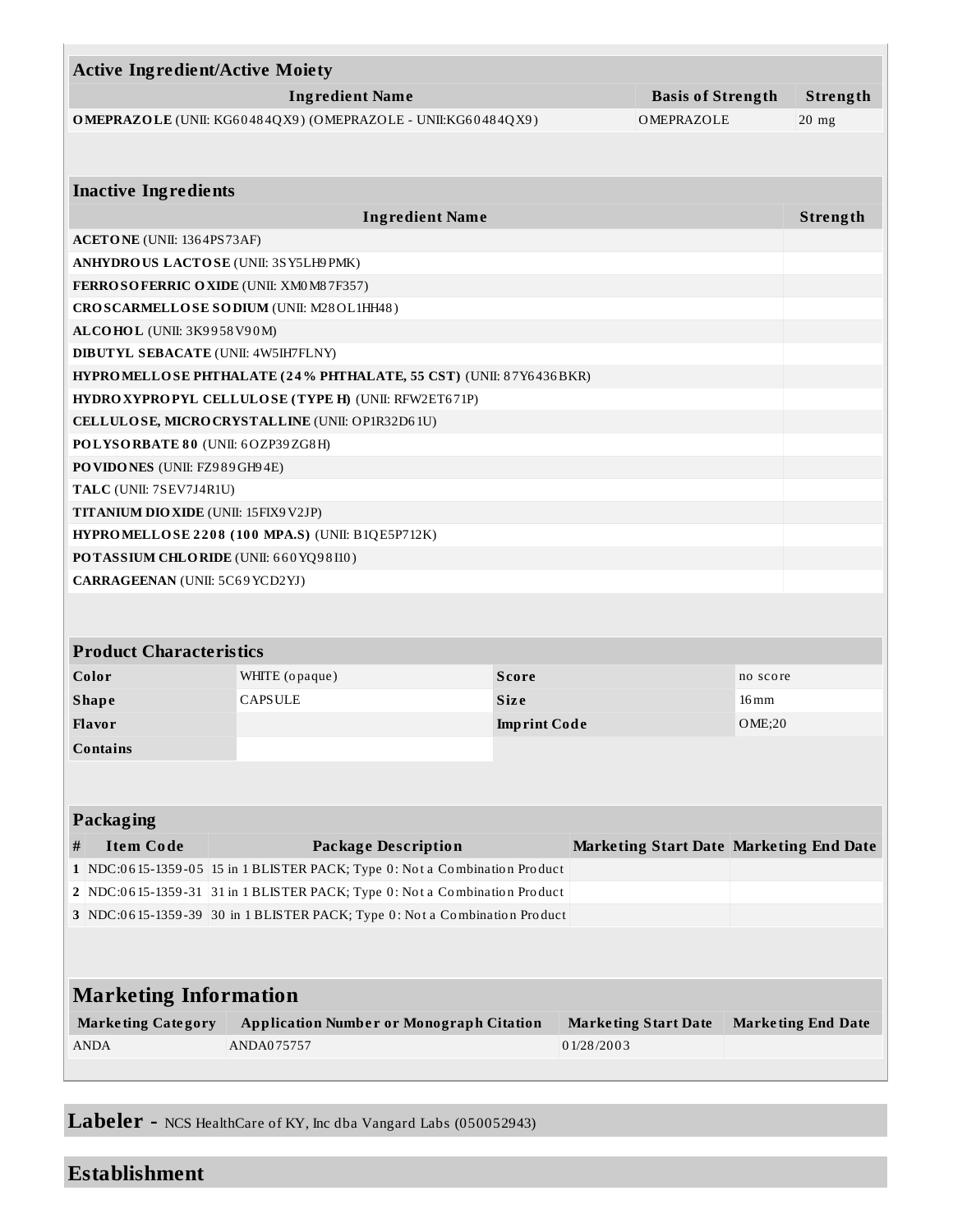| Active Ingredient/Active Moiety | | |
|---|---|---|
| **Ingredient Name** | **Basis of Strength** | **Strength** |
| **OMEPRAZOLE** (UNII: KG60484QX9) (OMEPRAZOLE - UNII:KG60484QX9) | OMEPRAZOLE | 20 mg |

| Inactive Ingredients | |
|---|---|
| **Ingredient Name** | **Strength** |
| **ACETONE** (UNII: 1364PS73AF) | |
| **ANHYDROUS LACTOSE** (UNII: 3SY5LH9PMK) | |
| **FERROSOFERRIC OXIDE** (UNII: XM0M87F357) | |
| **CROSCARMELLOSE SODIUM** (UNII: M28OL1HH48) | |
| **ALCOHOL** (UNII: 3K9958V90M) | |
| **DIBUTYL SEBACATE** (UNII: 4W5IH7FLNY) | |
| **HYPROMELLOSE PHTHALATE (24% PHTHALATE, 55 CST)** (UNII: 87Y6436BKR) | |
| **HYDROXYPROPYL CELLULOSE (TYPE H)** (UNII: RFW2ET671P) | |
| **CELLULOSE, MICROCRYSTALLINE** (UNII: OP1R32D61U) | |
| **POLYSORBATE 80** (UNII: 6OZP39ZG8H) | |
| **POVIDONES** (UNII: FZ989GH94E) | |
| **TALC** (UNII: 7SEV7J4R1U) | |
| **TITANIUM DIOXIDE** (UNII: 15FIX9V2JP) | |
| **HYPROMELLOSE 2208 (100 MPA.S)** (UNII: B1QE5P712K) | |
| **POTASSIUM CHLORIDE** (UNII: 660YQ98I10) | |
| **CARRAGEENAN** (UNII: 5C69YCD2YJ) | |

| Product Characteristics | | | |
|---|---|---|---|
| **Color** | WHITE (opaque) | **Score** | no score |
| **Shape** | CAPSULE | **Size** | 16mm |
| **Flavor** | | **Imprint Code** | OME;20 |
| **Contains** | | | |

| Packaging | | | | |
|---|---|---|---|---|
| **#** | **Item Code** | **Package Description** | **Marketing Start Date** | **Marketing End Date** |
| **1** | NDC:0615-1359-05 | 15 in 1 BLISTER PACK; Type 0: Not a Combination Product | | |
| **2** | NDC:0615-1359-31 | 31 in 1 BLISTER PACK; Type 0: Not a Combination Product | | |
| **3** | NDC:0615-1359-39 | 30 in 1 BLISTER PACK; Type 0: Not a Combination Product | | |

| Marketing Information | | | |
|---|---|---|---|
| **Marketing Category** | **Application Number or Monograph Citation** | **Marketing Start Date** | **Marketing End Date** |
| ANDA | ANDA075757 | 01/28/2003 | |

## Labeler - NCS HealthCare of KY, Inc dba Vangard Labs (050052943)

## Establishment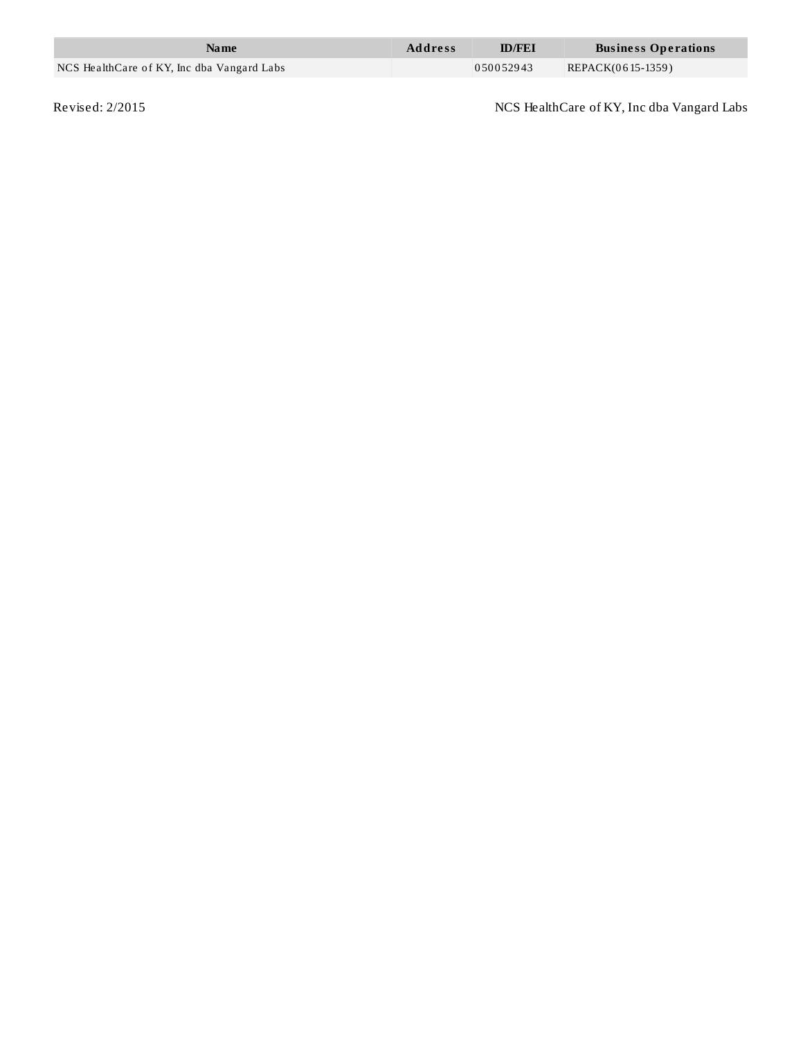| Name | Address | ID/FEI | Business Operations |
| --- | --- | --- | --- |
| NCS HealthCare of KY, Inc dba Vangard Labs | | 050052943 | REPACK(0615-1359) |

Revised: 2/2015

NCS HealthCare of KY, Inc dba Vangard Labs